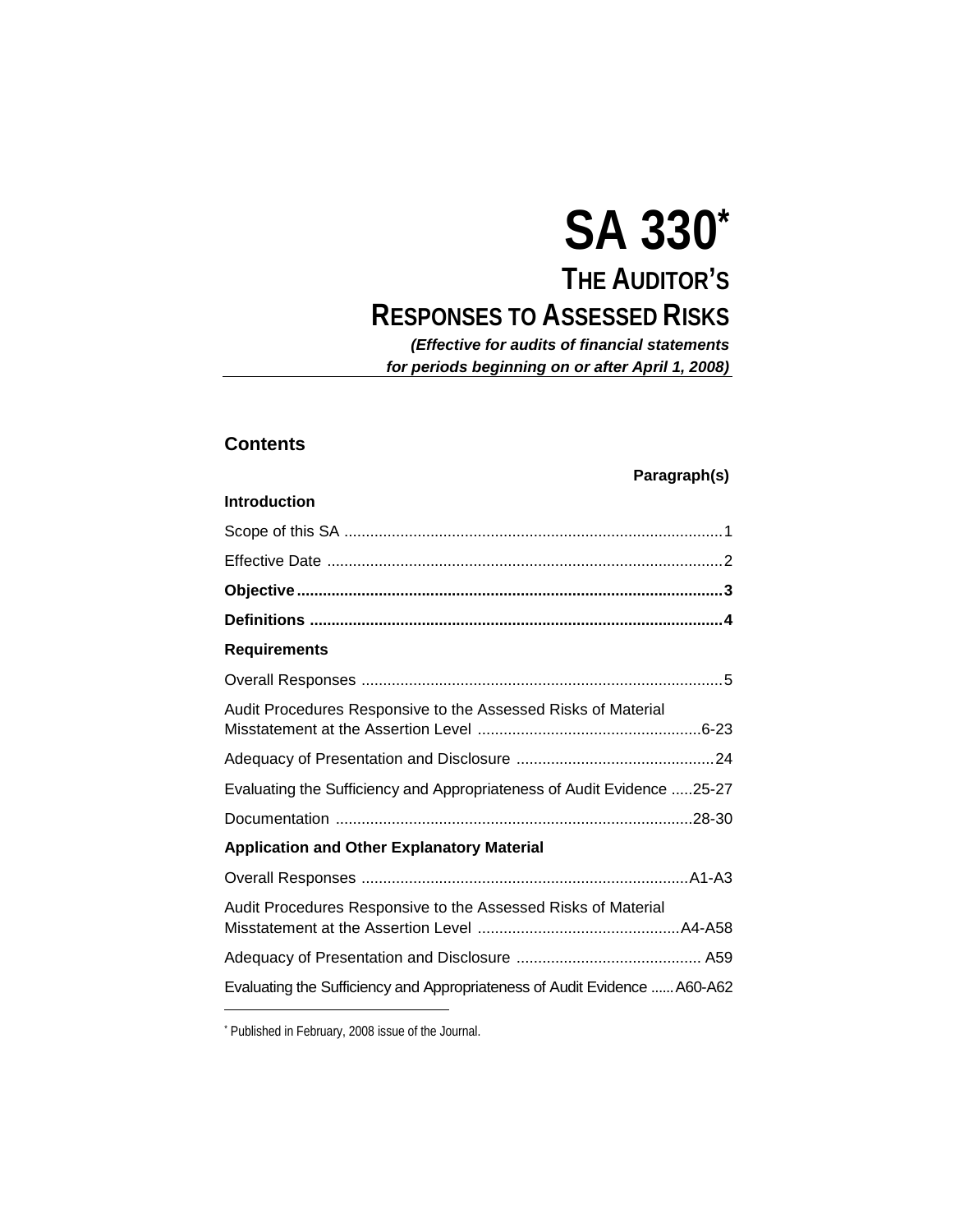# SA 330*

## THE AUDITOR'S RESPONSES TO ASSESSED RISKS

***(Effective for audits of financial statements for periods beginning on or after April 1, 2008)***

### Contents

| | **Paragraph(s)** |
|---|---|
| **Introduction** | |
| Scope of this SA | 1 |
| Effective Date | 2 |
| **Objective** | **3** |
| **Definitions** | **4** |
| **Requirements** | |
| Overall Responses | 5 |
| Audit Procedures Responsive to the Assessed Risks of Material Misstatement at the Assertion Level | 6-23 |
| Adequacy of Presentation and Disclosure | 24 |
| Evaluating the Sufficiency and Appropriateness of Audit Evidence | 25-27 |
| Documentation | 28-30 |
| **Application and Other Explanatory Material** | |
| Overall Responses | A1-A3 |
| Audit Procedures Responsive to the Assessed Risks of Material Misstatement at the Assertion Level | A4-A58 |
| Adequacy of Presentation and Disclosure | A59 |
| Evaluating the Sufficiency and Appropriateness of Audit Evidence | A60-A62 |

* Published in February, 2008 issue of the Journal.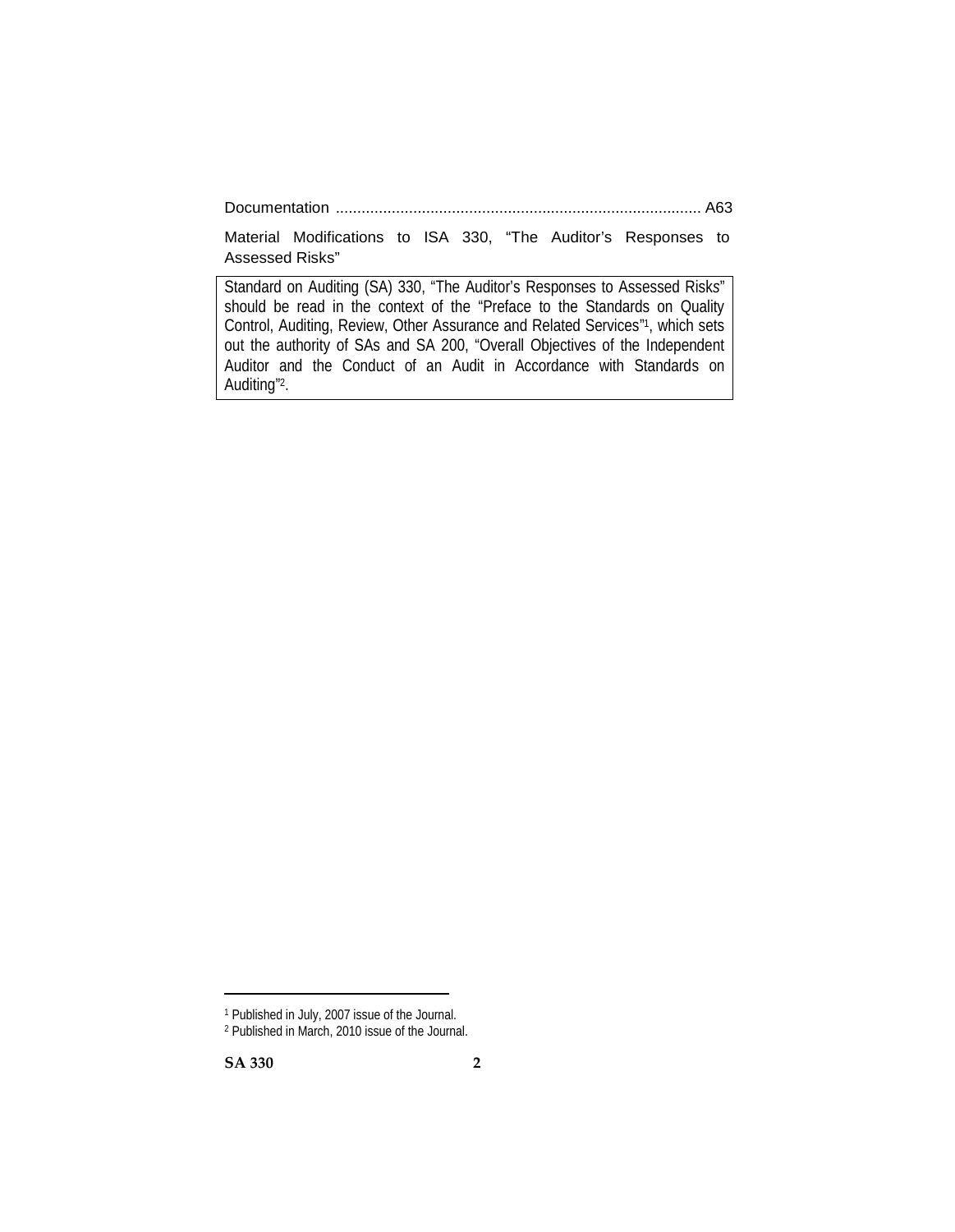Documentation .................................................................................... A63

Material Modifications to ISA 330, “The Auditor’s Responses to Assessed Risks”

Standard on Auditing (SA) 330, “The Auditor’s Responses to Assessed Risks” should be read in the context of the “Preface to the Standards on Quality Control, Auditing, Review, Other Assurance and Related Services”[1], which sets out the authority of SAs and SA 200, “Overall Objectives of the Independent Auditor and the Conduct of an Audit in Accordance with Standards on Auditing”[2].

[1] Published in July, 2007 issue of the Journal.

[2] Published in March, 2010 issue of the Journal.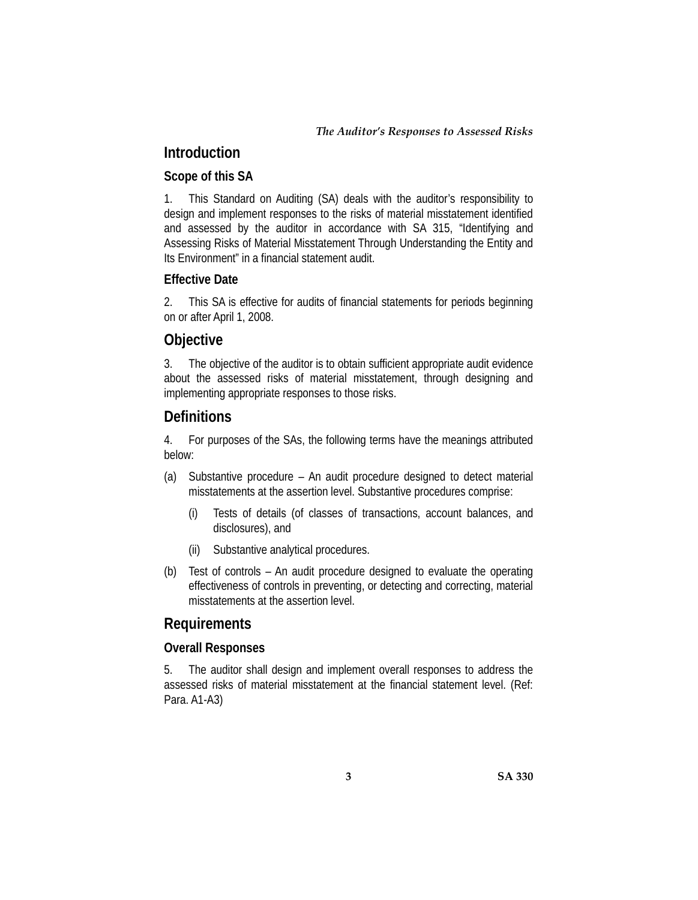## Introduction

### Scope of this SA

1. This Standard on Auditing (SA) deals with the auditor's responsibility to design and implement responses to the risks of material misstatement identified and assessed by the auditor in accordance with SA 315, "Identifying and Assessing Risks of Material Misstatement Through Understanding the Entity and Its Environment" in a financial statement audit.

### Effective Date

2. This SA is effective for audits of financial statements for periods beginning on or after April 1, 2008.

## Objective

3. The objective of the auditor is to obtain sufficient appropriate audit evidence about the assessed risks of material misstatement, through designing and implementing appropriate responses to those risks.

## Definitions

4. For purposes of the SAs, the following terms have the meanings attributed below:

(a) Substantive procedure – An audit procedure designed to detect material misstatements at the assertion level. Substantive procedures comprise:

   (i) Tests of details (of classes of transactions, account balances, and disclosures), and

   (ii) Substantive analytical procedures.

(b) Test of controls – An audit procedure designed to evaluate the operating effectiveness of controls in preventing, or detecting and correcting, material misstatements at the assertion level.

## Requirements

### Overall Responses

5. The auditor shall design and implement overall responses to address the assessed risks of material misstatement at the financial statement level. (Ref: Para. A1-A3)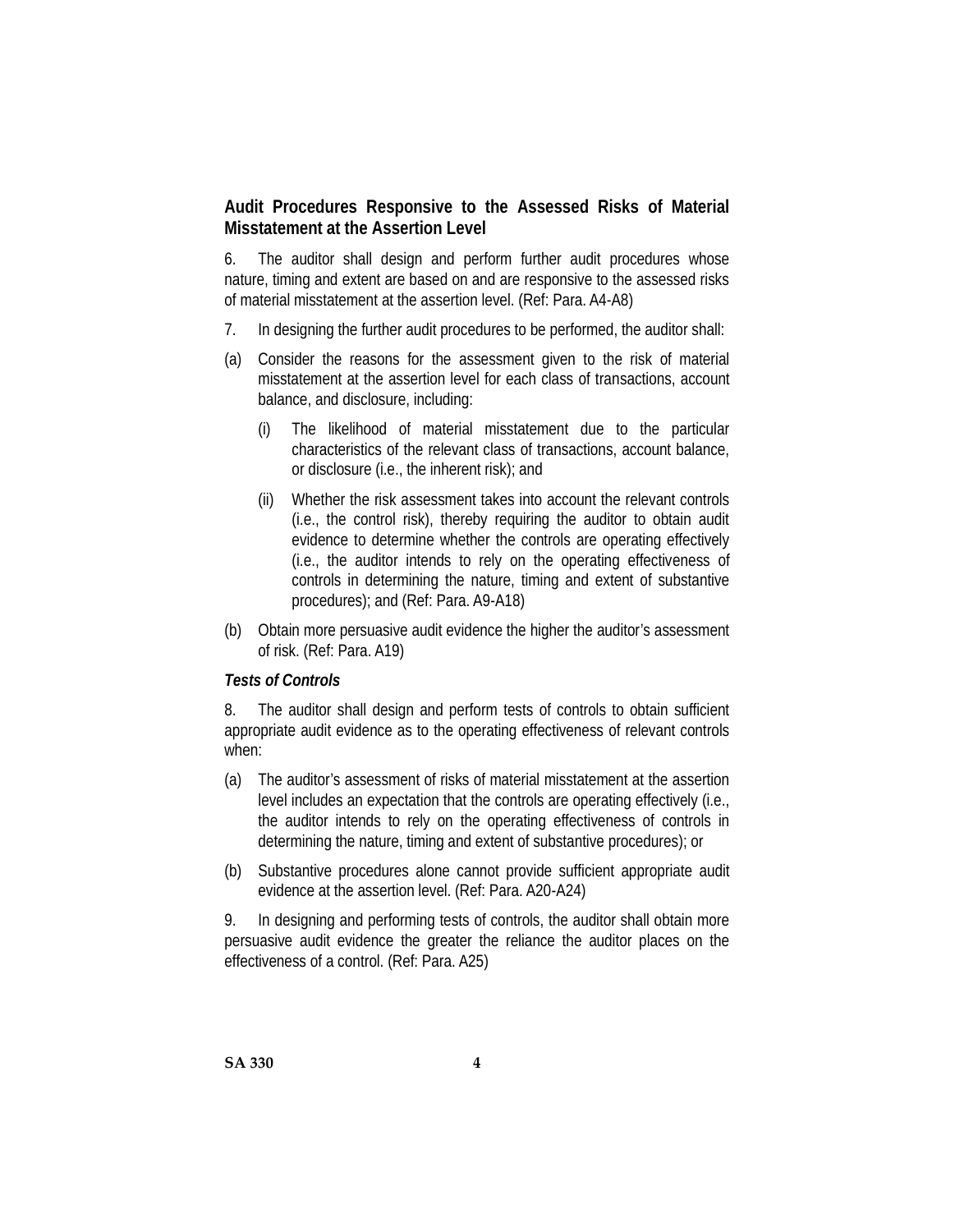## Audit Procedures Responsive to the Assessed Risks of Material Misstatement at the Assertion Level

6. The auditor shall design and perform further audit procedures whose nature, timing and extent are based on and are responsive to the assessed risks of material misstatement at the assertion level. (Ref: Para. A4-A8)

7. In designing the further audit procedures to be performed, the auditor shall:

(a) Consider the reasons for the assessment given to the risk of material misstatement at the assertion level for each class of transactions, account balance, and disclosure, including:

   (i) The likelihood of material misstatement due to the particular characteristics of the relevant class of transactions, account balance, or disclosure (i.e., the inherent risk); and

   (ii) Whether the risk assessment takes into account the relevant controls (i.e., the control risk), thereby requiring the auditor to obtain audit evidence to determine whether the controls are operating effectively (i.e., the auditor intends to rely on the operating effectiveness of controls in determining the nature, timing and extent of substantive procedures); and (Ref: Para. A9-A18)

(b) Obtain more persuasive audit evidence the higher the auditor's assessment of risk. (Ref: Para. A19)

### *Tests of Controls*

8. The auditor shall design and perform tests of controls to obtain sufficient appropriate audit evidence as to the operating effectiveness of relevant controls when:

(a) The auditor's assessment of risks of material misstatement at the assertion level includes an expectation that the controls are operating effectively (i.e., the auditor intends to rely on the operating effectiveness of controls in determining the nature, timing and extent of substantive procedures); or

(b) Substantive procedures alone cannot provide sufficient appropriate audit evidence at the assertion level. (Ref: Para. A20-A24)

9. In designing and performing tests of controls, the auditor shall obtain more persuasive audit evidence the greater the reliance the auditor places on the effectiveness of a control. (Ref: Para. A25)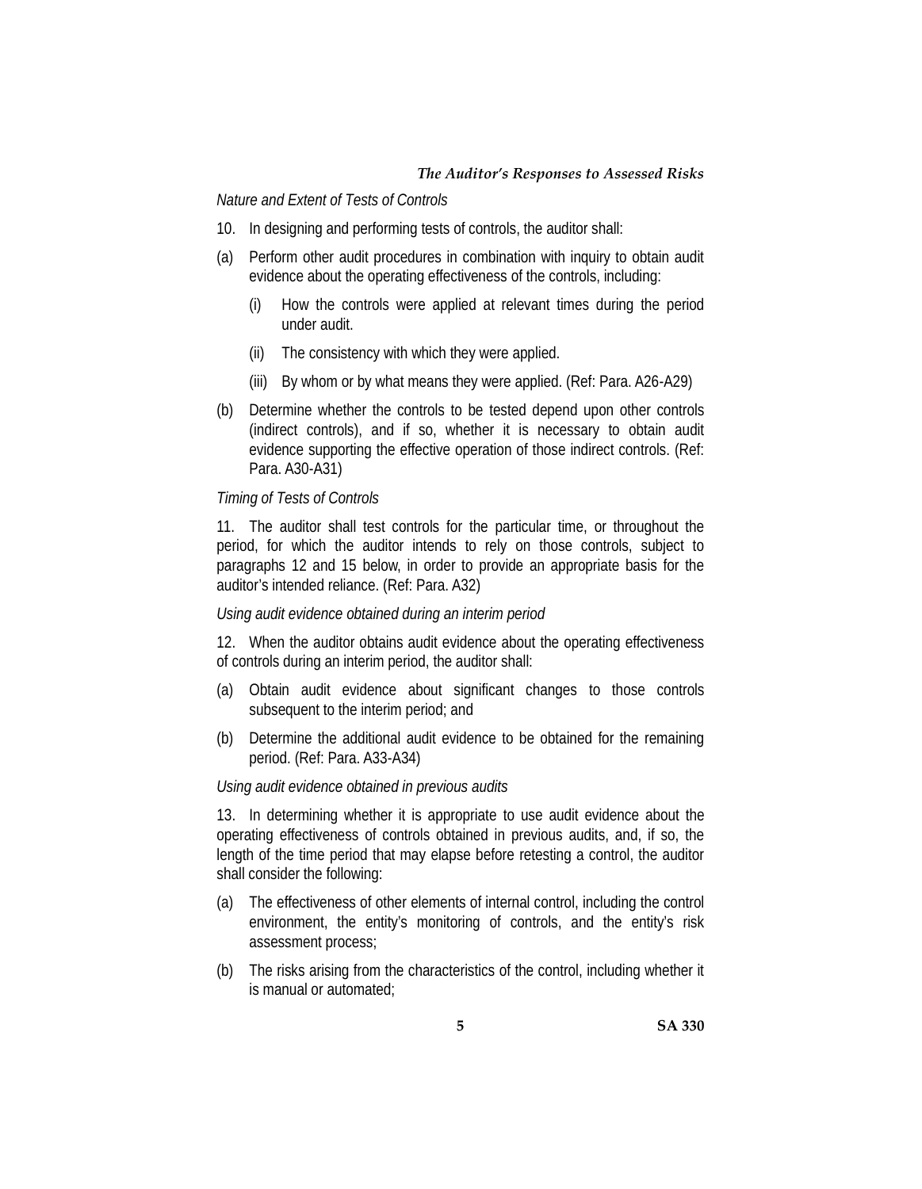*Nature and Extent of Tests of Controls*

10. In designing and performing tests of controls, the auditor shall:

(a) Perform other audit procedures in combination with inquiry to obtain audit evidence about the operating effectiveness of the controls, including:

    (i) How the controls were applied at relevant times during the period under audit.

    (ii) The consistency with which they were applied.

    (iii) By whom or by what means they were applied. (Ref: Para. A26-A29)

(b) Determine whether the controls to be tested depend upon other controls (indirect controls), and if so, whether it is necessary to obtain audit evidence supporting the effective operation of those indirect controls. (Ref: Para. A30-A31)

*Timing of Tests of Controls*

11. The auditor shall test controls for the particular time, or throughout the period, for which the auditor intends to rely on those controls, subject to paragraphs 12 and 15 below, in order to provide an appropriate basis for the auditor's intended reliance. (Ref: Para. A32)

*Using audit evidence obtained during an interim period*

12. When the auditor obtains audit evidence about the operating effectiveness of controls during an interim period, the auditor shall:

(a) Obtain audit evidence about significant changes to those controls subsequent to the interim period; and

(b) Determine the additional audit evidence to be obtained for the remaining period. (Ref: Para. A33-A34)

*Using audit evidence obtained in previous audits*

13. In determining whether it is appropriate to use audit evidence about the operating effectiveness of controls obtained in previous audits, and, if so, the length of the time period that may elapse before retesting a control, the auditor shall consider the following:

(a) The effectiveness of other elements of internal control, including the control environment, the entity's monitoring of controls, and the entity's risk assessment process;

(b) The risks arising from the characteristics of the control, including whether it is manual or automated;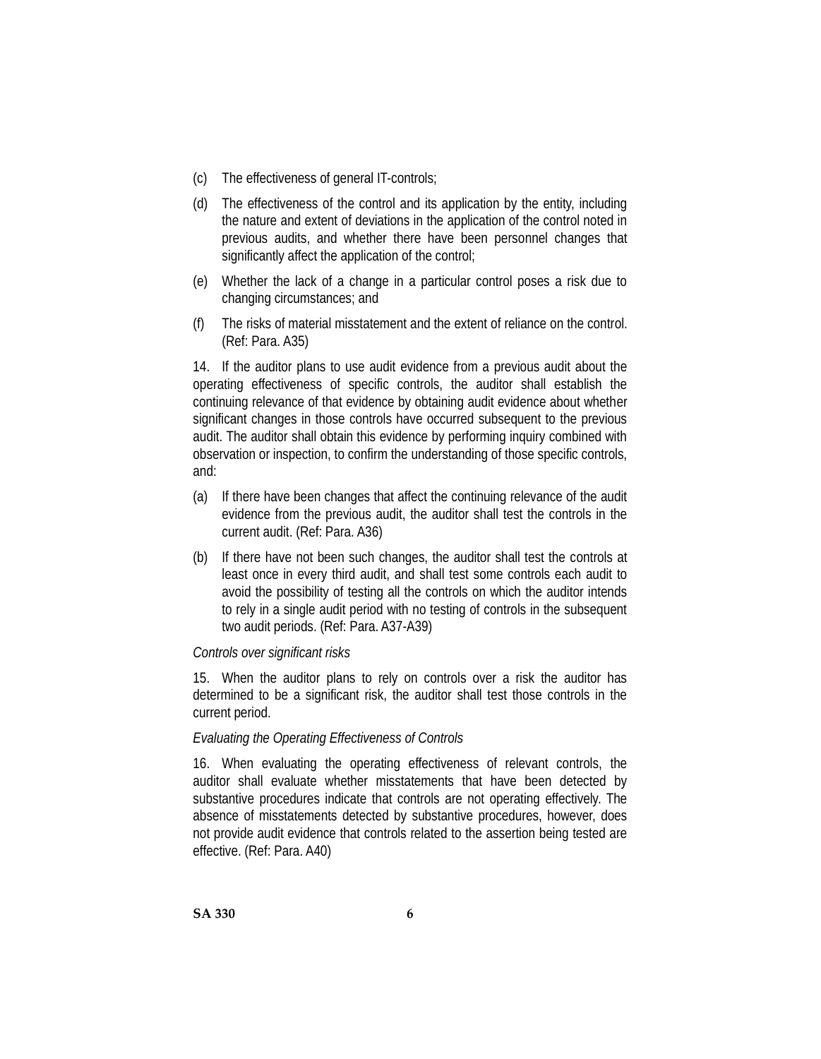(c) The effectiveness of general IT-controls;

(d) The effectiveness of the control and its application by the entity, including the nature and extent of deviations in the application of the control noted in previous audits, and whether there have been personnel changes that significantly affect the application of the control;

(e) Whether the lack of a change in a particular control poses a risk due to changing circumstances; and

(f) The risks of material misstatement and the extent of reliance on the control. (Ref: Para. A35)

14. If the auditor plans to use audit evidence from a previous audit about the operating effectiveness of specific controls, the auditor shall establish the continuing relevance of that evidence by obtaining audit evidence about whether significant changes in those controls have occurred subsequent to the previous audit. The auditor shall obtain this evidence by performing inquiry combined with observation or inspection, to confirm the understanding of those specific controls, and:

(a) If there have been changes that affect the continuing relevance of the audit evidence from the previous audit, the auditor shall test the controls in the current audit. (Ref: Para. A36)

(b) If there have not been such changes, the auditor shall test the controls at least once in every third audit, and shall test some controls each audit to avoid the possibility of testing all the controls on which the auditor intends to rely in a single audit period with no testing of controls in the subsequent two audit periods. (Ref: Para. A37-A39)

*Controls over significant risks*

15. When the auditor plans to rely on controls over a risk the auditor has determined to be a significant risk, the auditor shall test those controls in the current period.

*Evaluating the Operating Effectiveness of Controls*

16. When evaluating the operating effectiveness of relevant controls, the auditor shall evaluate whether misstatements that have been detected by substantive procedures indicate that controls are not operating effectively. The absence of misstatements detected by substantive procedures, however, does not provide audit evidence that controls related to the assertion being tested are effective. (Ref: Para. A40)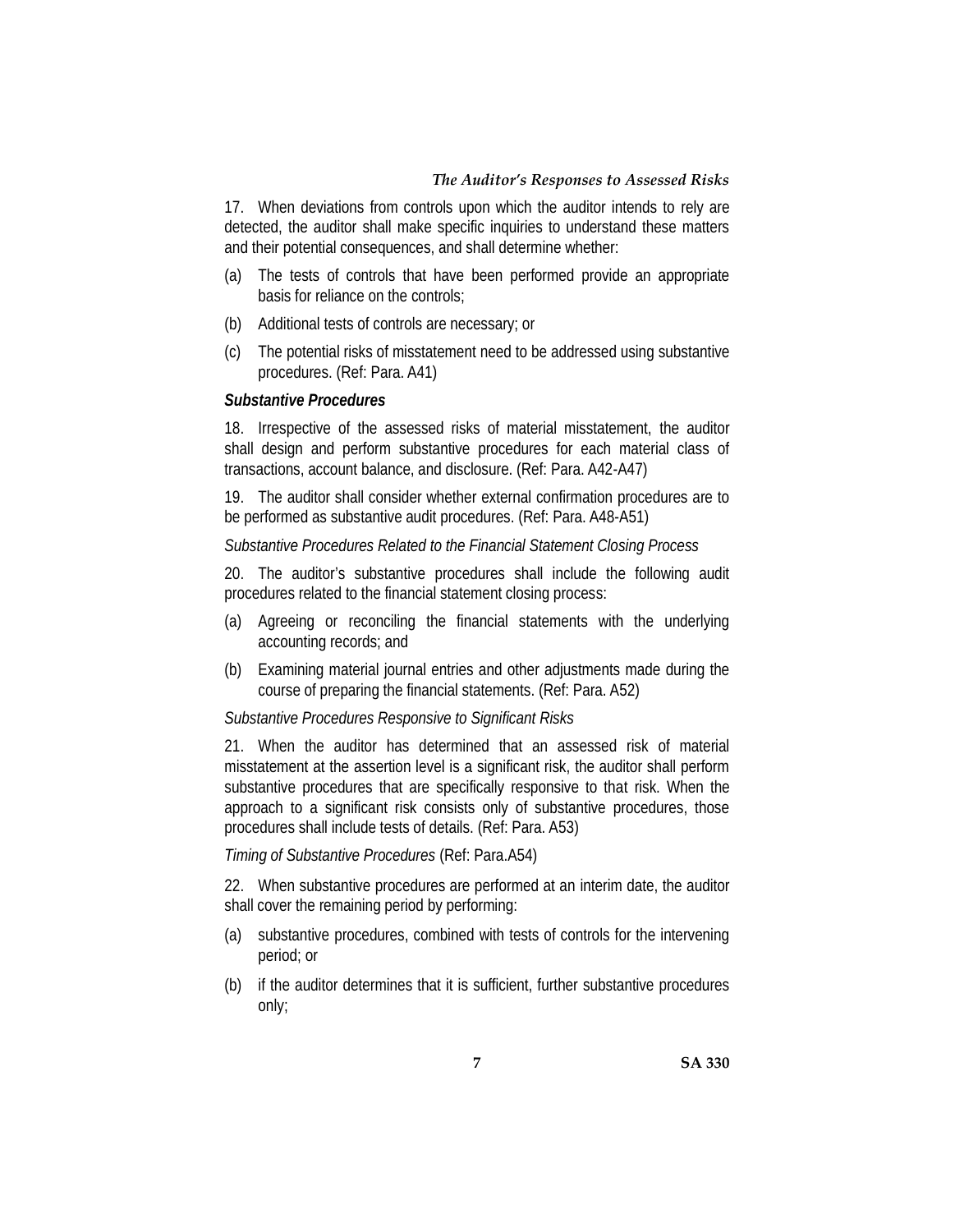17. When deviations from controls upon which the auditor intends to rely are detected, the auditor shall make specific inquiries to understand these matters and their potential consequences, and shall determine whether:

(a) The tests of controls that have been performed provide an appropriate basis for reliance on the controls;

(b) Additional tests of controls are necessary; or

(c) The potential risks of misstatement need to be addressed using substantive procedures. (Ref: Para. A41)

***Substantive Procedures***

18. Irrespective of the assessed risks of material misstatement, the auditor shall design and perform substantive procedures for each material class of transactions, account balance, and disclosure. (Ref: Para. A42-A47)

19. The auditor shall consider whether external confirmation procedures are to be performed as substantive audit procedures. (Ref: Para. A48-A51)

*Substantive Procedures Related to the Financial Statement Closing Process*

20. The auditor's substantive procedures shall include the following audit procedures related to the financial statement closing process:

(a) Agreeing or reconciling the financial statements with the underlying accounting records; and

(b) Examining material journal entries and other adjustments made during the course of preparing the financial statements. (Ref: Para. A52)

*Substantive Procedures Responsive to Significant Risks*

21. When the auditor has determined that an assessed risk of material misstatement at the assertion level is a significant risk, the auditor shall perform substantive procedures that are specifically responsive to that risk. When the approach to a significant risk consists only of substantive procedures, those procedures shall include tests of details. (Ref: Para. A53)

*Timing of Substantive Procedures* (Ref: Para.A54)

22. When substantive procedures are performed at an interim date, the auditor shall cover the remaining period by performing:

(a) substantive procedures, combined with tests of controls for the intervening period; or

(b) if the auditor determines that it is sufficient, further substantive procedures only;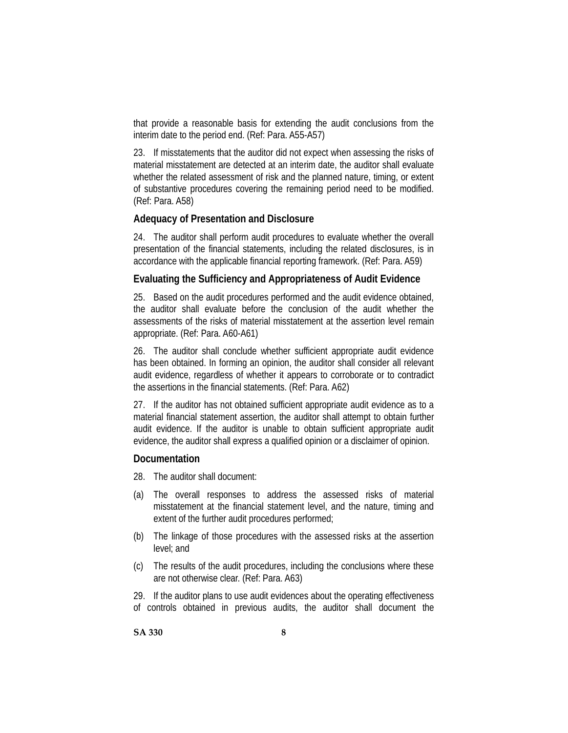that provide a reasonable basis for extending the audit conclusions from the interim date to the period end. (Ref: Para. A55-A57)

23. If misstatements that the auditor did not expect when assessing the risks of material misstatement are detected at an interim date, the auditor shall evaluate whether the related assessment of risk and the planned nature, timing, or extent of substantive procedures covering the remaining period need to be modified. (Ref: Para. A58)

### Adequacy of Presentation and Disclosure

24. The auditor shall perform audit procedures to evaluate whether the overall presentation of the financial statements, including the related disclosures, is in accordance with the applicable financial reporting framework. (Ref: Para. A59)

### Evaluating the Sufficiency and Appropriateness of Audit Evidence

25. Based on the audit procedures performed and the audit evidence obtained, the auditor shall evaluate before the conclusion of the audit whether the assessments of the risks of material misstatement at the assertion level remain appropriate. (Ref: Para. A60-A61)

26. The auditor shall conclude whether sufficient appropriate audit evidence has been obtained. In forming an opinion, the auditor shall consider all relevant audit evidence, regardless of whether it appears to corroborate or to contradict the assertions in the financial statements. (Ref: Para. A62)

27. If the auditor has not obtained sufficient appropriate audit evidence as to a material financial statement assertion, the auditor shall attempt to obtain further audit evidence. If the auditor is unable to obtain sufficient appropriate audit evidence, the auditor shall express a qualified opinion or a disclaimer of opinion.

### Documentation

28. The auditor shall document:

(a) The overall responses to address the assessed risks of material misstatement at the financial statement level, and the nature, timing and extent of the further audit procedures performed;

(b) The linkage of those procedures with the assessed risks at the assertion level; and

(c) The results of the audit procedures, including the conclusions where these are not otherwise clear. (Ref: Para. A63)

29. If the auditor plans to use audit evidences about the operating effectiveness of controls obtained in previous audits, the auditor shall document the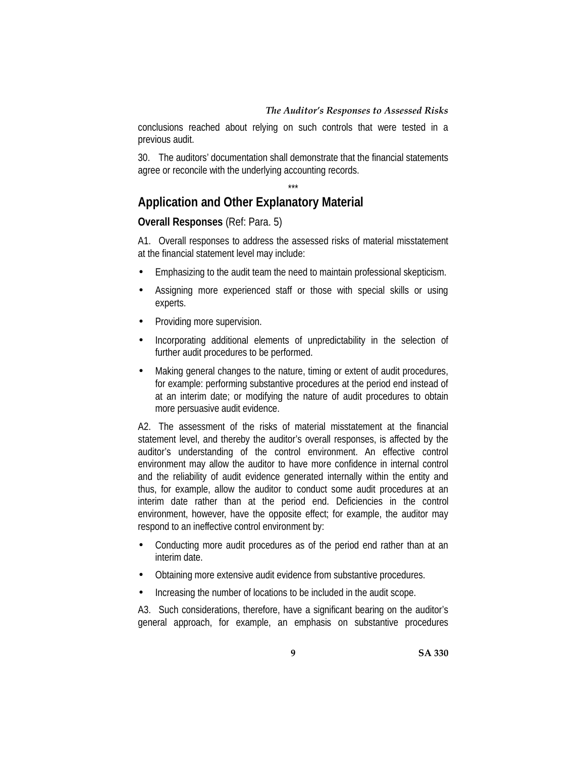conclusions reached about relying on such controls that were tested in a previous audit.

30. The auditors' documentation shall demonstrate that the financial statements agree or reconcile with the underlying accounting records.

***

## Application and Other Explanatory Material

**Overall Responses** (Ref: Para. 5)

A1. Overall responses to address the assessed risks of material misstatement at the financial statement level may include:

- Emphasizing to the audit team the need to maintain professional skepticism.
- Assigning more experienced staff or those with special skills or using experts.
- Providing more supervision.
- Incorporating additional elements of unpredictability in the selection of further audit procedures to be performed.
- Making general changes to the nature, timing or extent of audit procedures, for example: performing substantive procedures at the period end instead of at an interim date; or modifying the nature of audit procedures to obtain more persuasive audit evidence.

A2. The assessment of the risks of material misstatement at the financial statement level, and thereby the auditor's overall responses, is affected by the auditor's understanding of the control environment. An effective control environment may allow the auditor to have more confidence in internal control and the reliability of audit evidence generated internally within the entity and thus, for example, allow the auditor to conduct some audit procedures at an interim date rather than at the period end. Deficiencies in the control environment, however, have the opposite effect; for example, the auditor may respond to an ineffective control environment by:

- Conducting more audit procedures as of the period end rather than at an interim date.
- Obtaining more extensive audit evidence from substantive procedures.
- Increasing the number of locations to be included in the audit scope.

A3. Such considerations, therefore, have a significant bearing on the auditor's general approach, for example, an emphasis on substantive procedures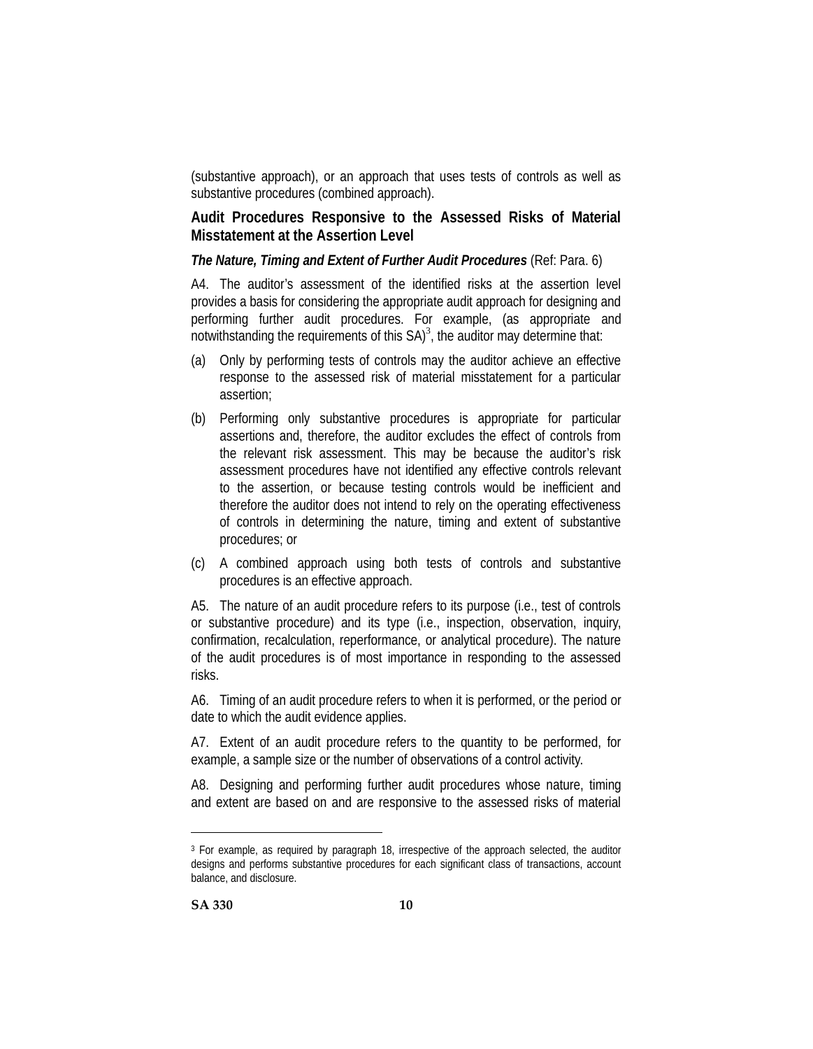(substantive approach), or an approach that uses tests of controls as well as substantive procedures (combined approach).

### Audit Procedures Responsive to the Assessed Risks of Material Misstatement at the Assertion Level

***The Nature, Timing and Extent of Further Audit Procedures*** (Ref: Para. 6)

A4. The auditor's assessment of the identified risks at the assertion level provides a basis for considering the appropriate audit approach for designing and performing further audit procedures. For example, (as appropriate and notwithstanding the requirements of this SA)[3], the auditor may determine that:

(a) Only by performing tests of controls may the auditor achieve an effective response to the assessed risk of material misstatement for a particular assertion;

(b) Performing only substantive procedures is appropriate for particular assertions and, therefore, the auditor excludes the effect of controls from the relevant risk assessment. This may be because the auditor's risk assessment procedures have not identified any effective controls relevant to the assertion, or because testing controls would be inefficient and therefore the auditor does not intend to rely on the operating effectiveness of controls in determining the nature, timing and extent of substantive procedures; or

(c) A combined approach using both tests of controls and substantive procedures is an effective approach.

A5. The nature of an audit procedure refers to its purpose (i.e., test of controls or substantive procedure) and its type (i.e., inspection, observation, inquiry, confirmation, recalculation, reperformance, or analytical procedure). The nature of the audit procedures is of most importance in responding to the assessed risks.

A6. Timing of an audit procedure refers to when it is performed, or the period or date to which the audit evidence applies.

A7. Extent of an audit procedure refers to the quantity to be performed, for example, a sample size or the number of observations of a control activity.

A8. Designing and performing further audit procedures whose nature, timing and extent are based on and are responsive to the assessed risks of material

[3] For example, as required by paragraph 18, irrespective of the approach selected, the auditor designs and performs substantive procedures for each significant class of transactions, account balance, and disclosure.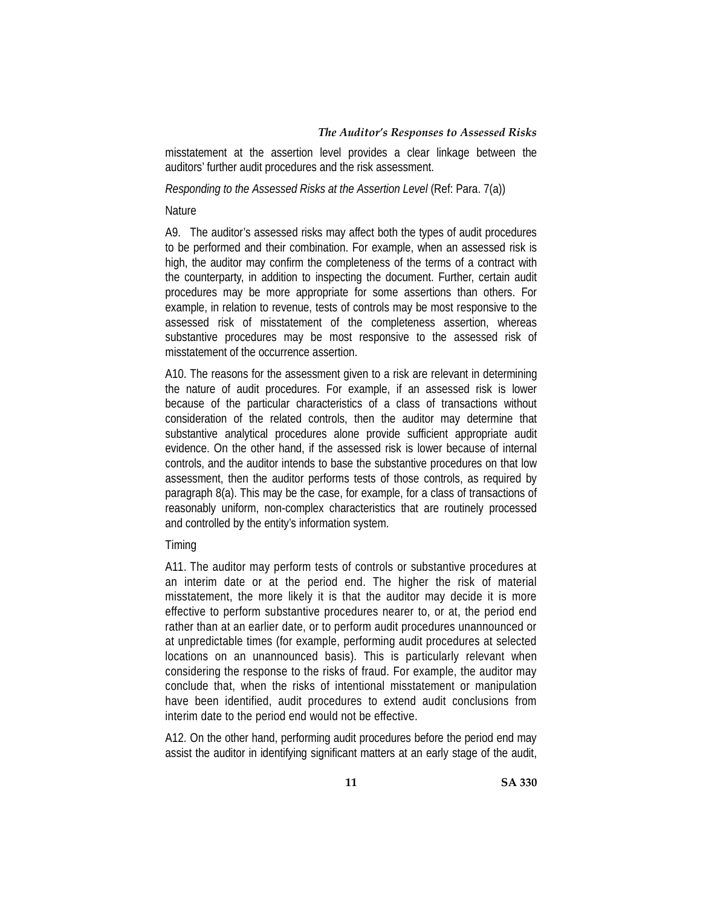misstatement at the assertion level provides a clear linkage between the auditors' further audit procedures and the risk assessment.

*Responding to the Assessed Risks at the Assertion Level* (Ref: Para. 7(a))

Nature

A9. The auditor's assessed risks may affect both the types of audit procedures to be performed and their combination. For example, when an assessed risk is high, the auditor may confirm the completeness of the terms of a contract with the counterparty, in addition to inspecting the document. Further, certain audit procedures may be more appropriate for some assertions than others. For example, in relation to revenue, tests of controls may be most responsive to the assessed risk of misstatement of the completeness assertion, whereas substantive procedures may be most responsive to the assessed risk of misstatement of the occurrence assertion.

A10. The reasons for the assessment given to a risk are relevant in determining the nature of audit procedures. For example, if an assessed risk is lower because of the particular characteristics of a class of transactions without consideration of the related controls, then the auditor may determine that substantive analytical procedures alone provide sufficient appropriate audit evidence. On the other hand, if the assessed risk is lower because of internal controls, and the auditor intends to base the substantive procedures on that low assessment, then the auditor performs tests of those controls, as required by paragraph 8(a). This may be the case, for example, for a class of transactions of reasonably uniform, non-complex characteristics that are routinely processed and controlled by the entity's information system.

Timing

A11. The auditor may perform tests of controls or substantive procedures at an interim date or at the period end. The higher the risk of material misstatement, the more likely it is that the auditor may decide it is more effective to perform substantive procedures nearer to, or at, the period end rather than at an earlier date, or to perform audit procedures unannounced or at unpredictable times (for example, performing audit procedures at selected locations on an unannounced basis). This is particularly relevant when considering the response to the risks of fraud. For example, the auditor may conclude that, when the risks of intentional misstatement or manipulation have been identified, audit procedures to extend audit conclusions from interim date to the period end would not be effective.

A12. On the other hand, performing audit procedures before the period end may assist the auditor in identifying significant matters at an early stage of the audit,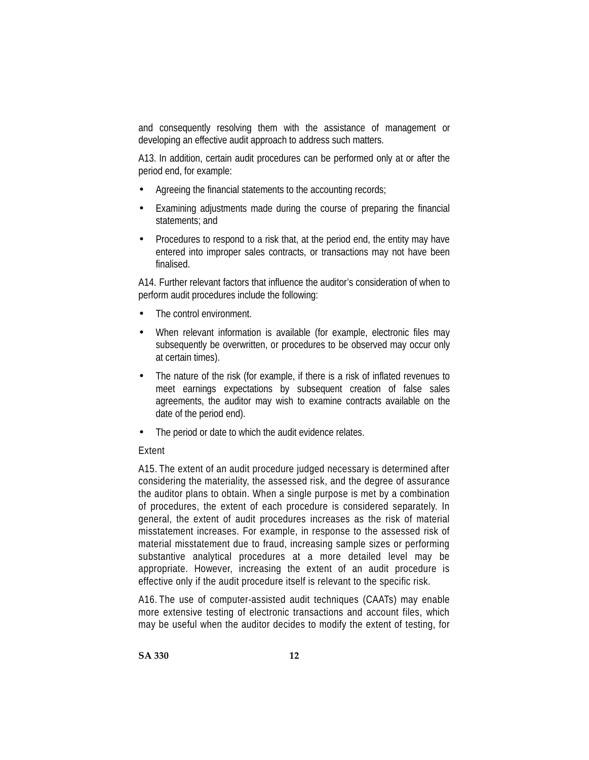and consequently resolving them with the assistance of management or developing an effective audit approach to address such matters.

A13. In addition, certain audit procedures can be performed only at or after the period end, for example:

- Agreeing the financial statements to the accounting records;
- Examining adjustments made during the course of preparing the financial statements; and
- Procedures to respond to a risk that, at the period end, the entity may have entered into improper sales contracts, or transactions may not have been finalised.

A14. Further relevant factors that influence the auditor's consideration of when to perform audit procedures include the following:

- The control environment.
- When relevant information is available (for example, electronic files may subsequently be overwritten, or procedures to be observed may occur only at certain times).
- The nature of the risk (for example, if there is a risk of inflated revenues to meet earnings expectations by subsequent creation of false sales agreements, the auditor may wish to examine contracts available on the date of the period end).
- The period or date to which the audit evidence relates.

Extent

A15. The extent of an audit procedure judged necessary is determined after considering the materiality, the assessed risk, and the degree of assurance the auditor plans to obtain. When a single purpose is met by a combination of procedures, the extent of each procedure is considered separately. In general, the extent of audit procedures increases as the risk of material misstatement increases. For example, in response to the assessed risk of material misstatement due to fraud, increasing sample sizes or performing substantive analytical procedures at a more detailed level may be appropriate. However, increasing the extent of an audit procedure is effective only if the audit procedure itself is relevant to the specific risk.

A16. The use of computer-assisted audit techniques (CAATs) may enable more extensive testing of electronic transactions and account files, which may be useful when the auditor decides to modify the extent of testing, for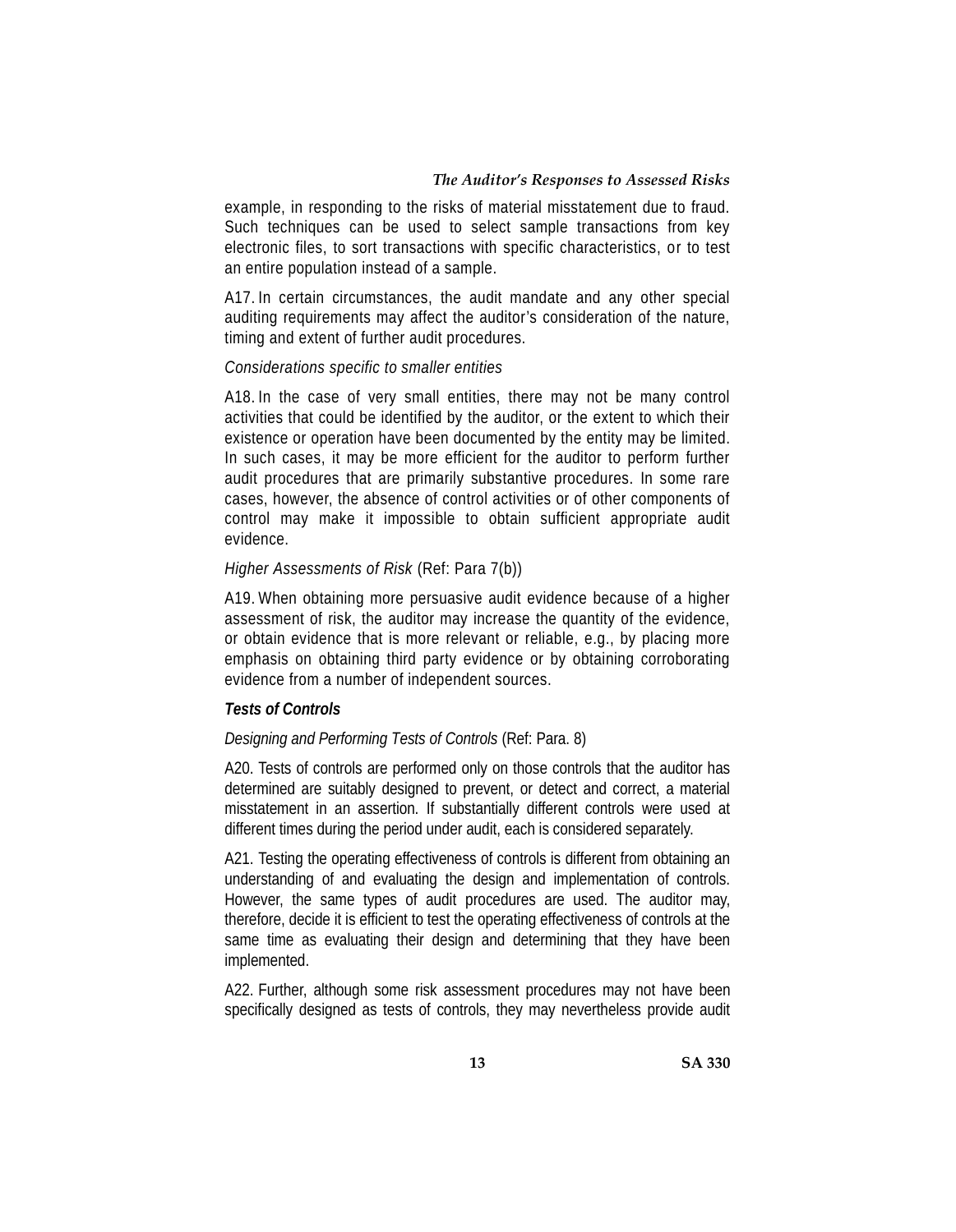example, in responding to the risks of material misstatement due to fraud. Such techniques can be used to select sample transactions from key electronic files, to sort transactions with specific characteristics, or to test an entire population instead of a sample.

A17. In certain circumstances, the audit mandate and any other special auditing requirements may affect the auditor's consideration of the nature, timing and extent of further audit procedures.

*Considerations specific to smaller entities*

A18. In the case of very small entities, there may not be many control activities that could be identified by the auditor, or the extent to which their existence or operation have been documented by the entity may be limited. In such cases, it may be more efficient for the auditor to perform further audit procedures that are primarily substantive procedures. In some rare cases, however, the absence of control activities or of other components of control may make it impossible to obtain sufficient appropriate audit evidence.

*Higher Assessments of Risk* (Ref: Para 7(b))

A19. When obtaining more persuasive audit evidence because of a higher assessment of risk, the auditor may increase the quantity of the evidence, or obtain evidence that is more relevant or reliable, e.g., by placing more emphasis on obtaining third party evidence or by obtaining corroborating evidence from a number of independent sources.

***Tests of Controls***

*Designing and Performing Tests of Controls* (Ref: Para. 8)

A20. Tests of controls are performed only on those controls that the auditor has determined are suitably designed to prevent, or detect and correct, a material misstatement in an assertion. If substantially different controls were used at different times during the period under audit, each is considered separately.

A21. Testing the operating effectiveness of controls is different from obtaining an understanding of and evaluating the design and implementation of controls. However, the same types of audit procedures are used. The auditor may, therefore, decide it is efficient to test the operating effectiveness of controls at the same time as evaluating their design and determining that they have been implemented.

A22. Further, although some risk assessment procedures may not have been specifically designed as tests of controls, they may nevertheless provide audit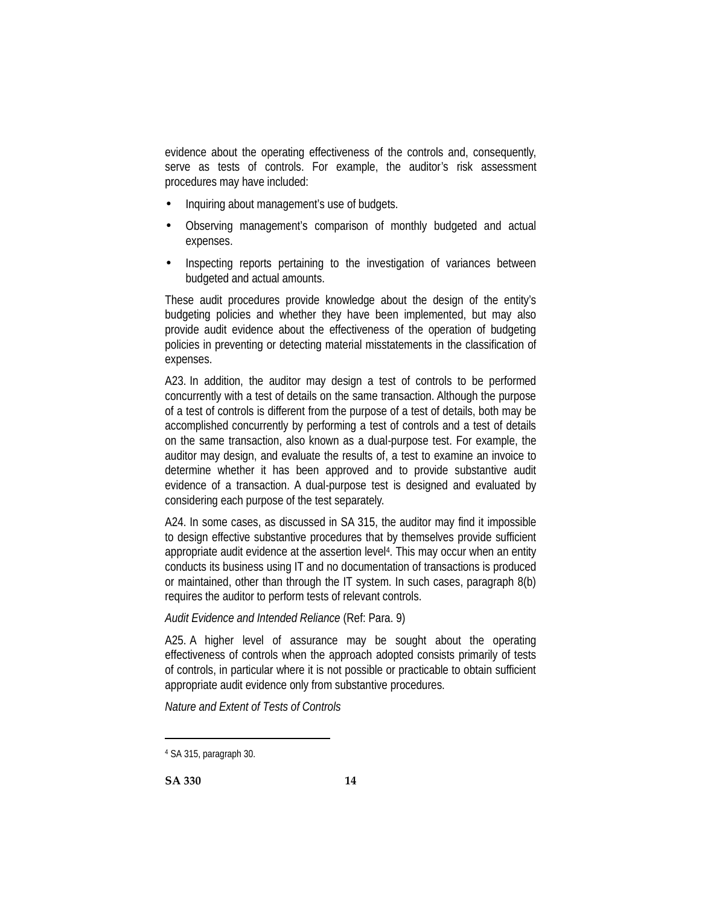evidence about the operating effectiveness of the controls and, consequently, serve as tests of controls. For example, the auditor's risk assessment procedures may have included:

- Inquiring about management's use of budgets.
- Observing management's comparison of monthly budgeted and actual expenses.
- Inspecting reports pertaining to the investigation of variances between budgeted and actual amounts.

These audit procedures provide knowledge about the design of the entity's budgeting policies and whether they have been implemented, but may also provide audit evidence about the effectiveness of the operation of budgeting policies in preventing or detecting material misstatements in the classification of expenses.

A23. In addition, the auditor may design a test of controls to be performed concurrently with a test of details on the same transaction. Although the purpose of a test of controls is different from the purpose of a test of details, both may be accomplished concurrently by performing a test of controls and a test of details on the same transaction, also known as a dual-purpose test. For example, the auditor may design, and evaluate the results of, a test to examine an invoice to determine whether it has been approved and to provide substantive audit evidence of a transaction. A dual-purpose test is designed and evaluated by considering each purpose of the test separately.

A24. In some cases, as discussed in SA 315, the auditor may find it impossible to design effective substantive procedures that by themselves provide sufficient appropriate audit evidence at the assertion level[4]. This may occur when an entity conducts its business using IT and no documentation of transactions is produced or maintained, other than through the IT system. In such cases, paragraph 8(b) requires the auditor to perform tests of relevant controls.

*Audit Evidence and Intended Reliance* (Ref: Para. 9)

A25. A higher level of assurance may be sought about the operating effectiveness of controls when the approach adopted consists primarily of tests of controls, in particular where it is not possible or practicable to obtain sufficient appropriate audit evidence only from substantive procedures.

*Nature and Extent of Tests of Controls*

---

[4] SA 315, paragraph 30.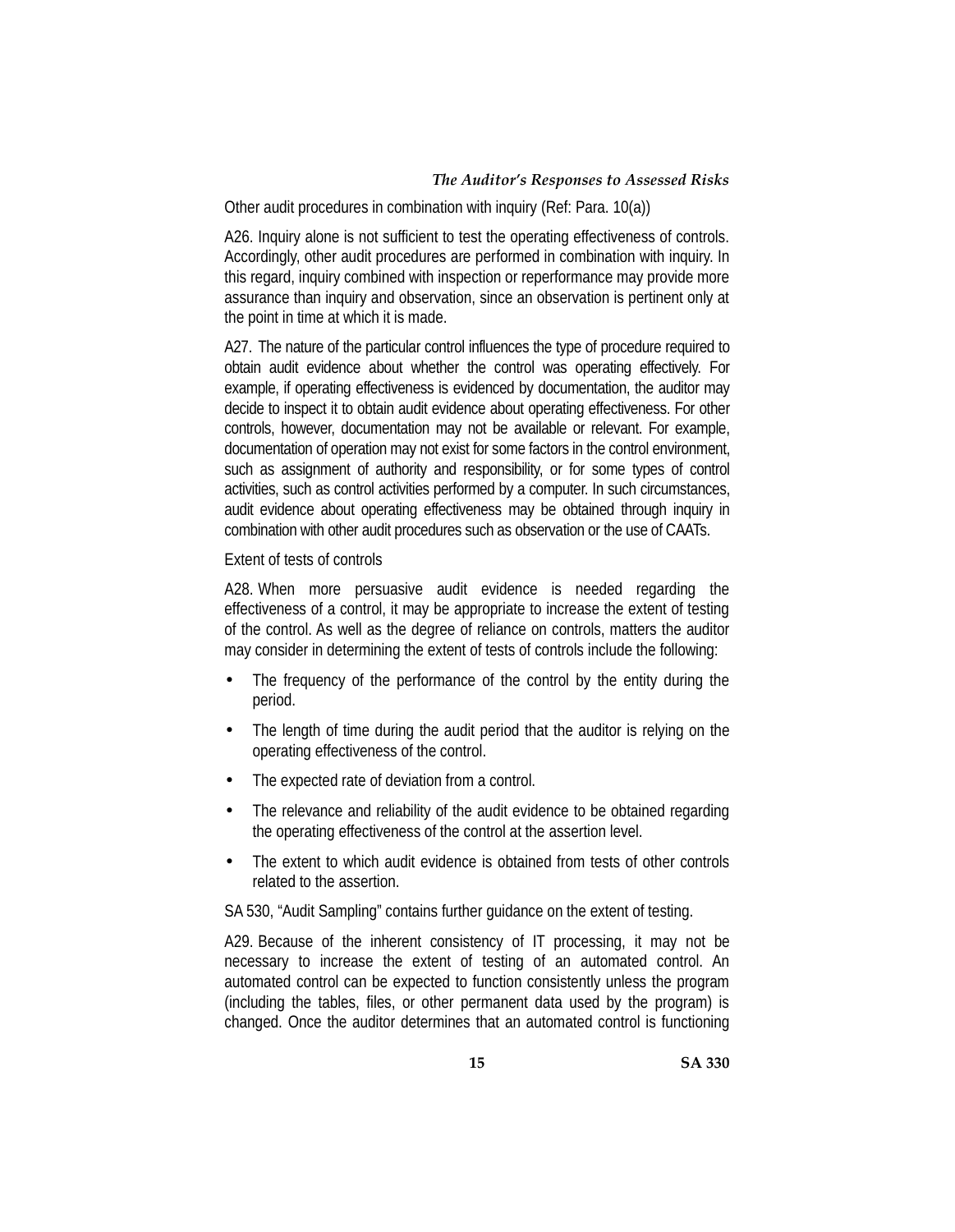Other audit procedures in combination with inquiry (Ref: Para. 10(a))

A26. Inquiry alone is not sufficient to test the operating effectiveness of controls. Accordingly, other audit procedures are performed in combination with inquiry. In this regard, inquiry combined with inspection or reperformance may provide more assurance than inquiry and observation, since an observation is pertinent only at the point in time at which it is made.

A27. The nature of the particular control influences the type of procedure required to obtain audit evidence about whether the control was operating effectively. For example, if operating effectiveness is evidenced by documentation, the auditor may decide to inspect it to obtain audit evidence about operating effectiveness. For other controls, however, documentation may not be available or relevant. For example, documentation of operation may not exist for some factors in the control environment, such as assignment of authority and responsibility, or for some types of control activities, such as control activities performed by a computer. In such circumstances, audit evidence about operating effectiveness may be obtained through inquiry in combination with other audit procedures such as observation or the use of CAATs.

Extent of tests of controls

A28. When more persuasive audit evidence is needed regarding the effectiveness of a control, it may be appropriate to increase the extent of testing of the control. As well as the degree of reliance on controls, matters the auditor may consider in determining the extent of tests of controls include the following:

- The frequency of the performance of the control by the entity during the period.
- The length of time during the audit period that the auditor is relying on the operating effectiveness of the control.
- The expected rate of deviation from a control.
- The relevance and reliability of the audit evidence to be obtained regarding the operating effectiveness of the control at the assertion level.
- The extent to which audit evidence is obtained from tests of other controls related to the assertion.

SA 530, "Audit Sampling" contains further guidance on the extent of testing.

A29. Because of the inherent consistency of IT processing, it may not be necessary to increase the extent of testing of an automated control. An automated control can be expected to function consistently unless the program (including the tables, files, or other permanent data used by the program) is changed. Once the auditor determines that an automated control is functioning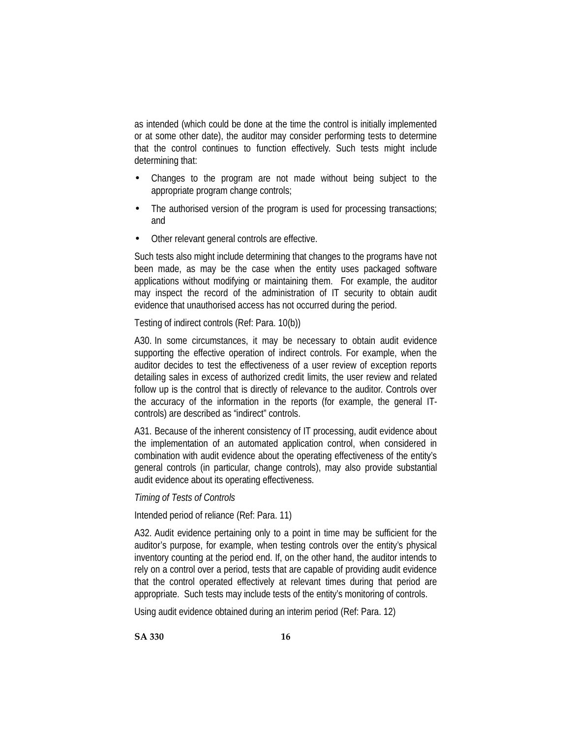as intended (which could be done at the time the control is initially implemented or at some other date), the auditor may consider performing tests to determine that the control continues to function effectively. Such tests might include determining that:

- Changes to the program are not made without being subject to the appropriate program change controls;
- The authorised version of the program is used for processing transactions; and
- Other relevant general controls are effective.

Such tests also might include determining that changes to the programs have not been made, as may be the case when the entity uses packaged software applications without modifying or maintaining them. For example, the auditor may inspect the record of the administration of IT security to obtain audit evidence that unauthorised access has not occurred during the period.

Testing of indirect controls (Ref: Para. 10(b))

A30. In some circumstances, it may be necessary to obtain audit evidence supporting the effective operation of indirect controls. For example, when the auditor decides to test the effectiveness of a user review of exception reports detailing sales in excess of authorized credit limits, the user review and related follow up is the control that is directly of relevance to the auditor. Controls over the accuracy of the information in the reports (for example, the general IT-controls) are described as "indirect" controls.

A31. Because of the inherent consistency of IT processing, audit evidence about the implementation of an automated application control, when considered in combination with audit evidence about the operating effectiveness of the entity's general controls (in particular, change controls), may also provide substantial audit evidence about its operating effectiveness.

*Timing of Tests of Controls*

Intended period of reliance (Ref: Para. 11)

A32. Audit evidence pertaining only to a point in time may be sufficient for the auditor's purpose, for example, when testing controls over the entity's physical inventory counting at the period end. If, on the other hand, the auditor intends to rely on a control over a period, tests that are capable of providing audit evidence that the control operated effectively at relevant times during that period are appropriate. Such tests may include tests of the entity's monitoring of controls.

Using audit evidence obtained during an interim period (Ref: Para. 12)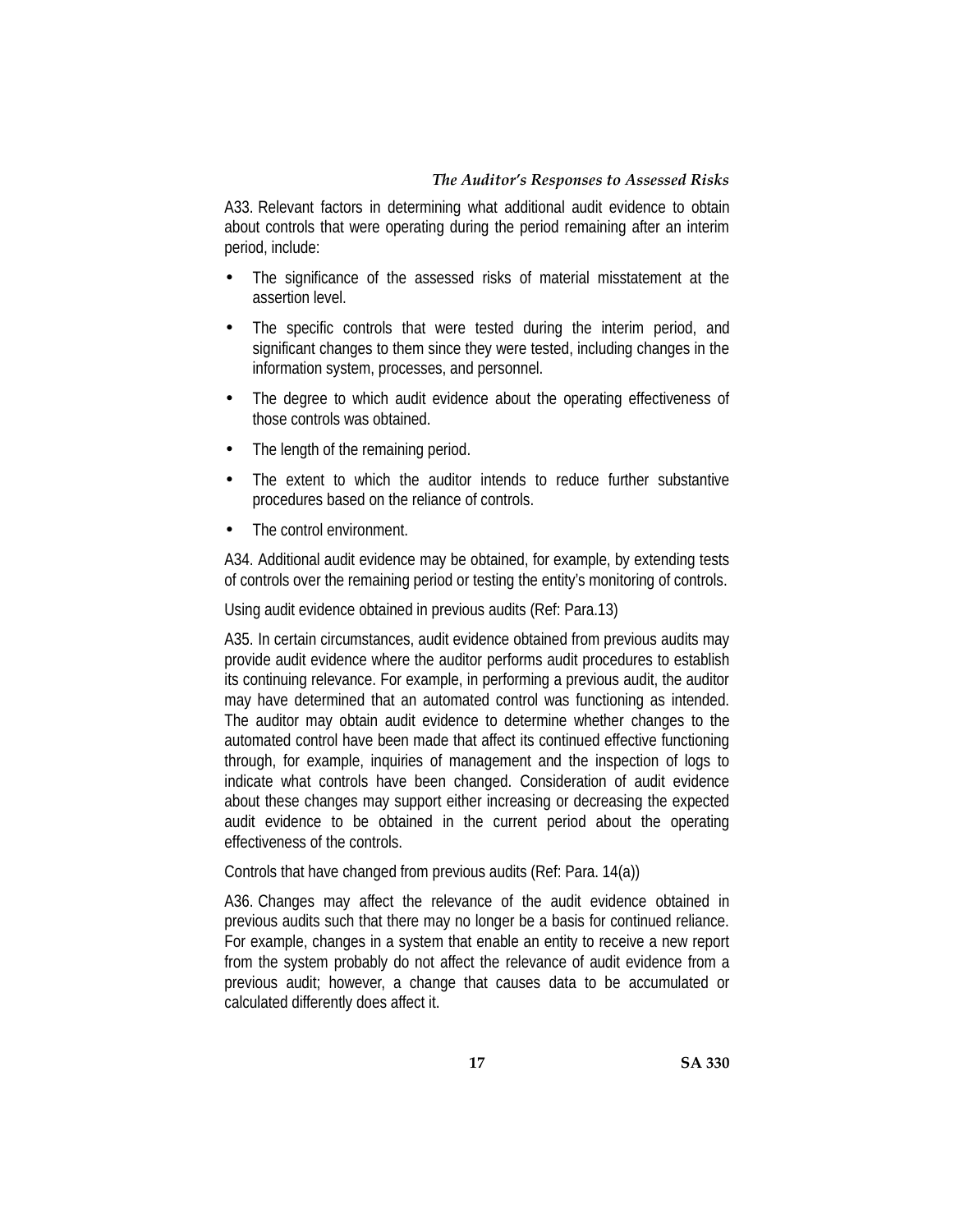A33. Relevant factors in determining what additional audit evidence to obtain about controls that were operating during the period remaining after an interim period, include:

- The significance of the assessed risks of material misstatement at the assertion level.
- The specific controls that were tested during the interim period, and significant changes to them since they were tested, including changes in the information system, processes, and personnel.
- The degree to which audit evidence about the operating effectiveness of those controls was obtained.
- The length of the remaining period.
- The extent to which the auditor intends to reduce further substantive procedures based on the reliance of controls.
- The control environment.

A34. Additional audit evidence may be obtained, for example, by extending tests of controls over the remaining period or testing the entity's monitoring of controls.

Using audit evidence obtained in previous audits (Ref: Para.13)

A35. In certain circumstances, audit evidence obtained from previous audits may provide audit evidence where the auditor performs audit procedures to establish its continuing relevance. For example, in performing a previous audit, the auditor may have determined that an automated control was functioning as intended. The auditor may obtain audit evidence to determine whether changes to the automated control have been made that affect its continued effective functioning through, for example, inquiries of management and the inspection of logs to indicate what controls have been changed. Consideration of audit evidence about these changes may support either increasing or decreasing the expected audit evidence to be obtained in the current period about the operating effectiveness of the controls.

Controls that have changed from previous audits (Ref: Para. 14(a))

A36. Changes may affect the relevance of the audit evidence obtained in previous audits such that there may no longer be a basis for continued reliance. For example, changes in a system that enable an entity to receive a new report from the system probably do not affect the relevance of audit evidence from a previous audit; however, a change that causes data to be accumulated or calculated differently does affect it.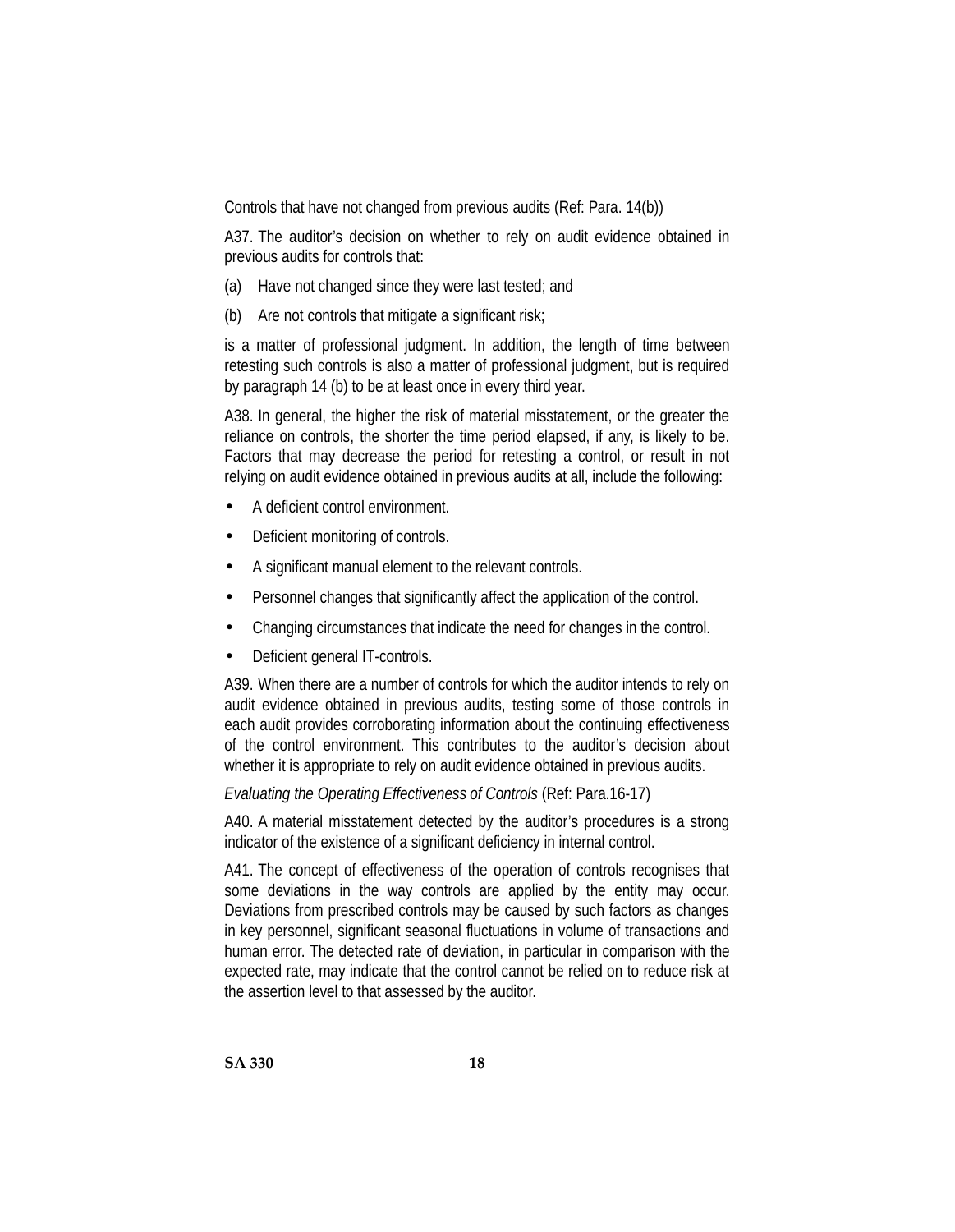Controls that have not changed from previous audits (Ref: Para. 14(b))

A37. The auditor's decision on whether to rely on audit evidence obtained in previous audits for controls that:

(a) Have not changed since they were last tested; and

(b) Are not controls that mitigate a significant risk;

is a matter of professional judgment. In addition, the length of time between retesting such controls is also a matter of professional judgment, but is required by paragraph 14 (b) to be at least once in every third year.

A38. In general, the higher the risk of material misstatement, or the greater the reliance on controls, the shorter the time period elapsed, if any, is likely to be. Factors that may decrease the period for retesting a control, or result in not relying on audit evidence obtained in previous audits at all, include the following:

- A deficient control environment.
- Deficient monitoring of controls.
- A significant manual element to the relevant controls.
- Personnel changes that significantly affect the application of the control.
- Changing circumstances that indicate the need for changes in the control.
- Deficient general IT-controls.

A39. When there are a number of controls for which the auditor intends to rely on audit evidence obtained in previous audits, testing some of those controls in each audit provides corroborating information about the continuing effectiveness of the control environment. This contributes to the auditor's decision about whether it is appropriate to rely on audit evidence obtained in previous audits.

*Evaluating the Operating Effectiveness of Controls* (Ref: Para.16-17)

A40. A material misstatement detected by the auditor's procedures is a strong indicator of the existence of a significant deficiency in internal control.

A41. The concept of effectiveness of the operation of controls recognises that some deviations in the way controls are applied by the entity may occur. Deviations from prescribed controls may be caused by such factors as changes in key personnel, significant seasonal fluctuations in volume of transactions and human error. The detected rate of deviation, in particular in comparison with the expected rate, may indicate that the control cannot be relied on to reduce risk at the assertion level to that assessed by the auditor.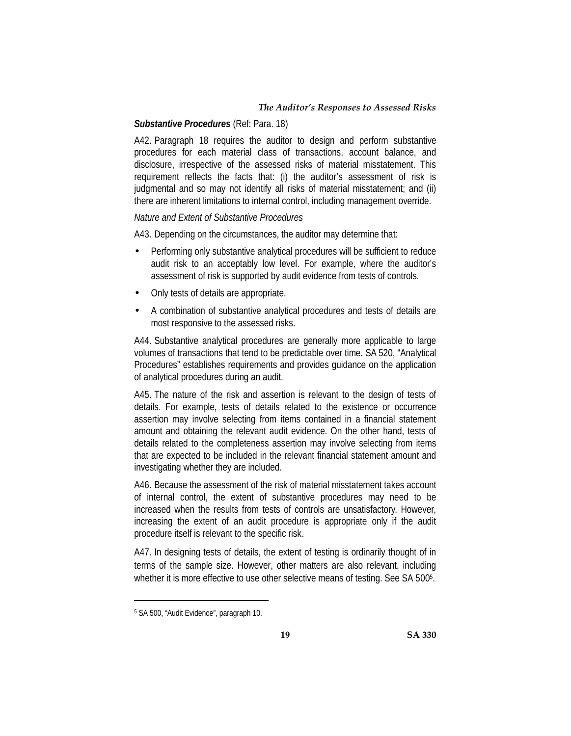***Substantive Procedures*** (Ref: Para. 18)

A42. Paragraph 18 requires the auditor to design and perform substantive procedures for each material class of transactions, account balance, and disclosure, irrespective of the assessed risks of material misstatement. This requirement reflects the facts that: (i) the auditor's assessment of risk is judgmental and so may not identify all risks of material misstatement; and (ii) there are inherent limitations to internal control, including management override.

*Nature and Extent of Substantive Procedures*

A43. Depending on the circumstances, the auditor may determine that:

- Performing only substantive analytical procedures will be sufficient to reduce audit risk to an acceptably low level. For example, where the auditor's assessment of risk is supported by audit evidence from tests of controls.
- Only tests of details are appropriate.
- A combination of substantive analytical procedures and tests of details are most responsive to the assessed risks.

A44. Substantive analytical procedures are generally more applicable to large volumes of transactions that tend to be predictable over time. SA 520, "Analytical Procedures" establishes requirements and provides guidance on the application of analytical procedures during an audit.

A45. The nature of the risk and assertion is relevant to the design of tests of details. For example, tests of details related to the existence or occurrence assertion may involve selecting from items contained in a financial statement amount and obtaining the relevant audit evidence. On the other hand, tests of details related to the completeness assertion may involve selecting from items that are expected to be included in the relevant financial statement amount and investigating whether they are included.

A46. Because the assessment of the risk of material misstatement takes account of internal control, the extent of substantive procedures may need to be increased when the results from tests of controls are unsatisfactory. However, increasing the extent of an audit procedure is appropriate only if the audit procedure itself is relevant to the specific risk.

A47. In designing tests of details, the extent of testing is ordinarily thought of in terms of the sample size. However, other matters are also relevant, including whether it is more effective to use other selective means of testing. See SA 500[5].

---

[5] SA 500, "Audit Evidence", paragraph 10.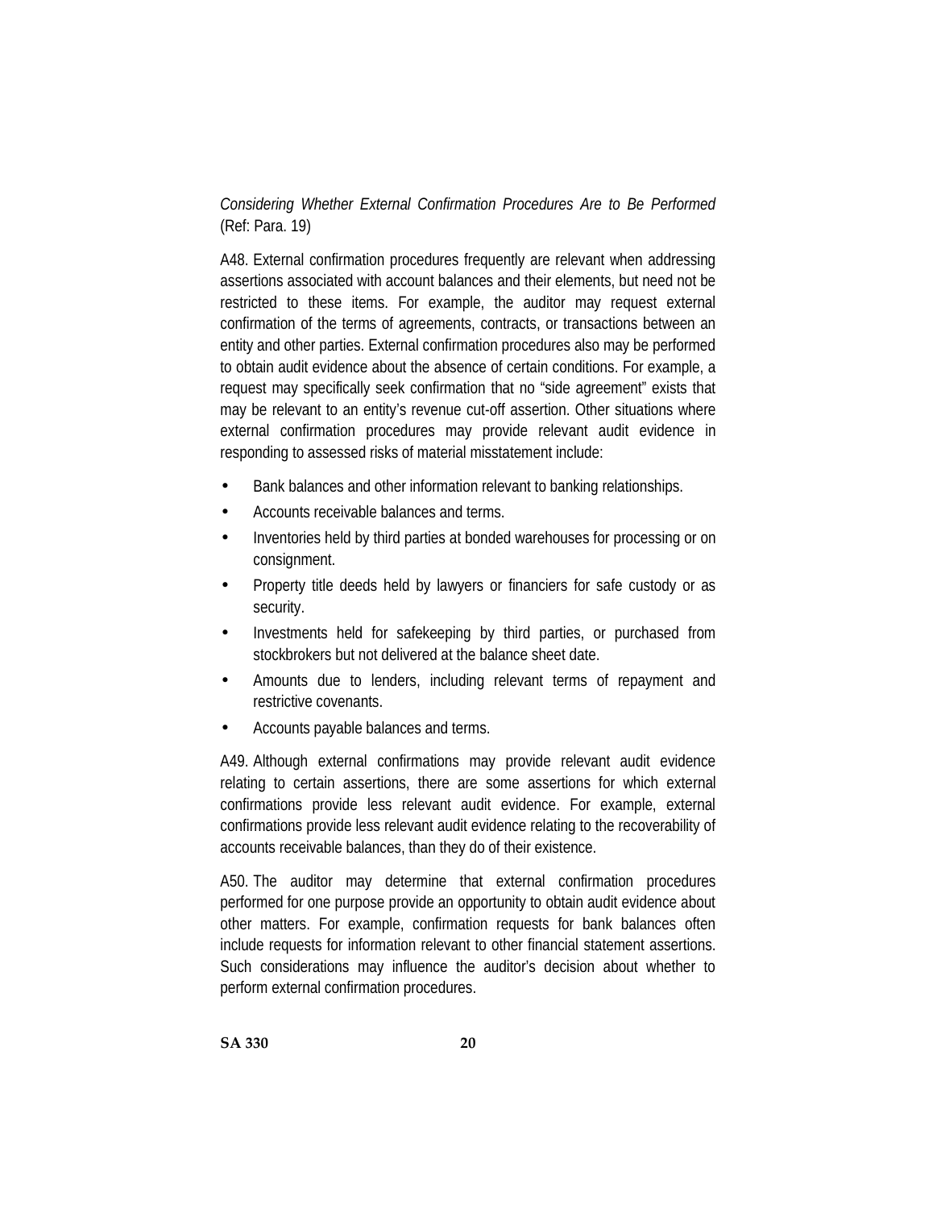*Considering Whether External Confirmation Procedures Are to Be Performed* (Ref: Para. 19)

A48. External confirmation procedures frequently are relevant when addressing assertions associated with account balances and their elements, but need not be restricted to these items. For example, the auditor may request external confirmation of the terms of agreements, contracts, or transactions between an entity and other parties. External confirmation procedures also may be performed to obtain audit evidence about the absence of certain conditions. For example, a request may specifically seek confirmation that no "side agreement" exists that may be relevant to an entity's revenue cut-off assertion. Other situations where external confirmation procedures may provide relevant audit evidence in responding to assessed risks of material misstatement include:

- Bank balances and other information relevant to banking relationships.
- Accounts receivable balances and terms.
- Inventories held by third parties at bonded warehouses for processing or on consignment.
- Property title deeds held by lawyers or financiers for safe custody or as security.
- Investments held for safekeeping by third parties, or purchased from stockbrokers but not delivered at the balance sheet date.
- Amounts due to lenders, including relevant terms of repayment and restrictive covenants.
- Accounts payable balances and terms.

A49. Although external confirmations may provide relevant audit evidence relating to certain assertions, there are some assertions for which external confirmations provide less relevant audit evidence. For example, external confirmations provide less relevant audit evidence relating to the recoverability of accounts receivable balances, than they do of their existence.

A50. The auditor may determine that external confirmation procedures performed for one purpose provide an opportunity to obtain audit evidence about other matters. For example, confirmation requests for bank balances often include requests for information relevant to other financial statement assertions. Such considerations may influence the auditor's decision about whether to perform external confirmation procedures.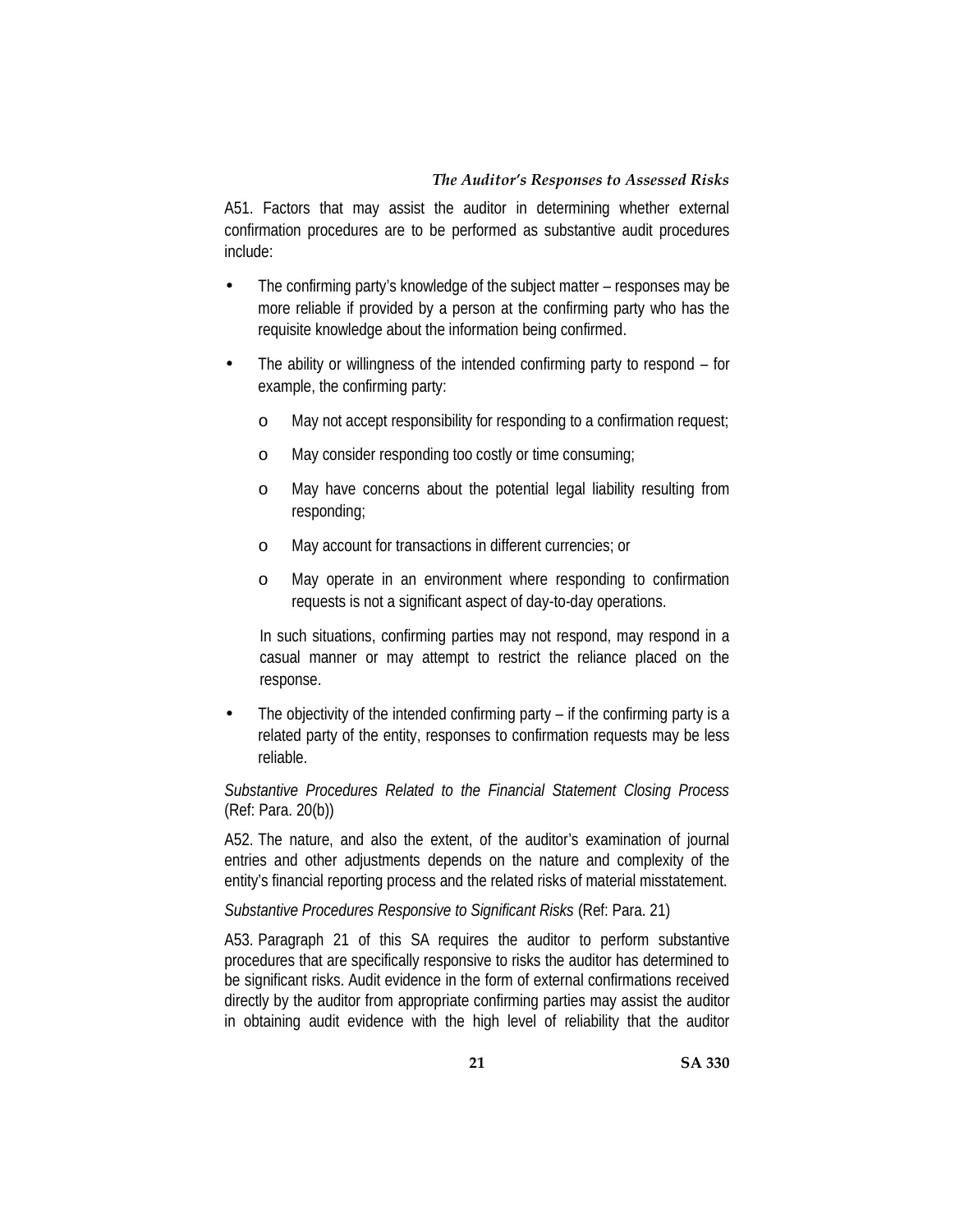A51. Factors that may assist the auditor in determining whether external confirmation procedures are to be performed as substantive audit procedures include:

- The confirming party's knowledge of the subject matter – responses may be more reliable if provided by a person at the confirming party who has the requisite knowledge about the information being confirmed.
- The ability or willingness of the intended confirming party to respond – for example, the confirming party:
    - May not accept responsibility for responding to a confirmation request;
    - May consider responding too costly or time consuming;
    - May have concerns about the potential legal liability resulting from responding;
    - May account for transactions in different currencies; or
    - May operate in an environment where responding to confirmation requests is not a significant aspect of day-to-day operations.

  In such situations, confirming parties may not respond, may respond in a casual manner or may attempt to restrict the reliance placed on the response.
- The objectivity of the intended confirming party – if the confirming party is a related party of the entity, responses to confirmation requests may be less reliable.

*Substantive Procedures Related to the Financial Statement Closing Process* (Ref: Para. 20(b))

A52. The nature, and also the extent, of the auditor's examination of journal entries and other adjustments depends on the nature and complexity of the entity's financial reporting process and the related risks of material misstatement.

*Substantive Procedures Responsive to Significant Risks* (Ref: Para. 21)

A53. Paragraph 21 of this SA requires the auditor to perform substantive procedures that are specifically responsive to risks the auditor has determined to be significant risks. Audit evidence in the form of external confirmations received directly by the auditor from appropriate confirming parties may assist the auditor in obtaining audit evidence with the high level of reliability that the auditor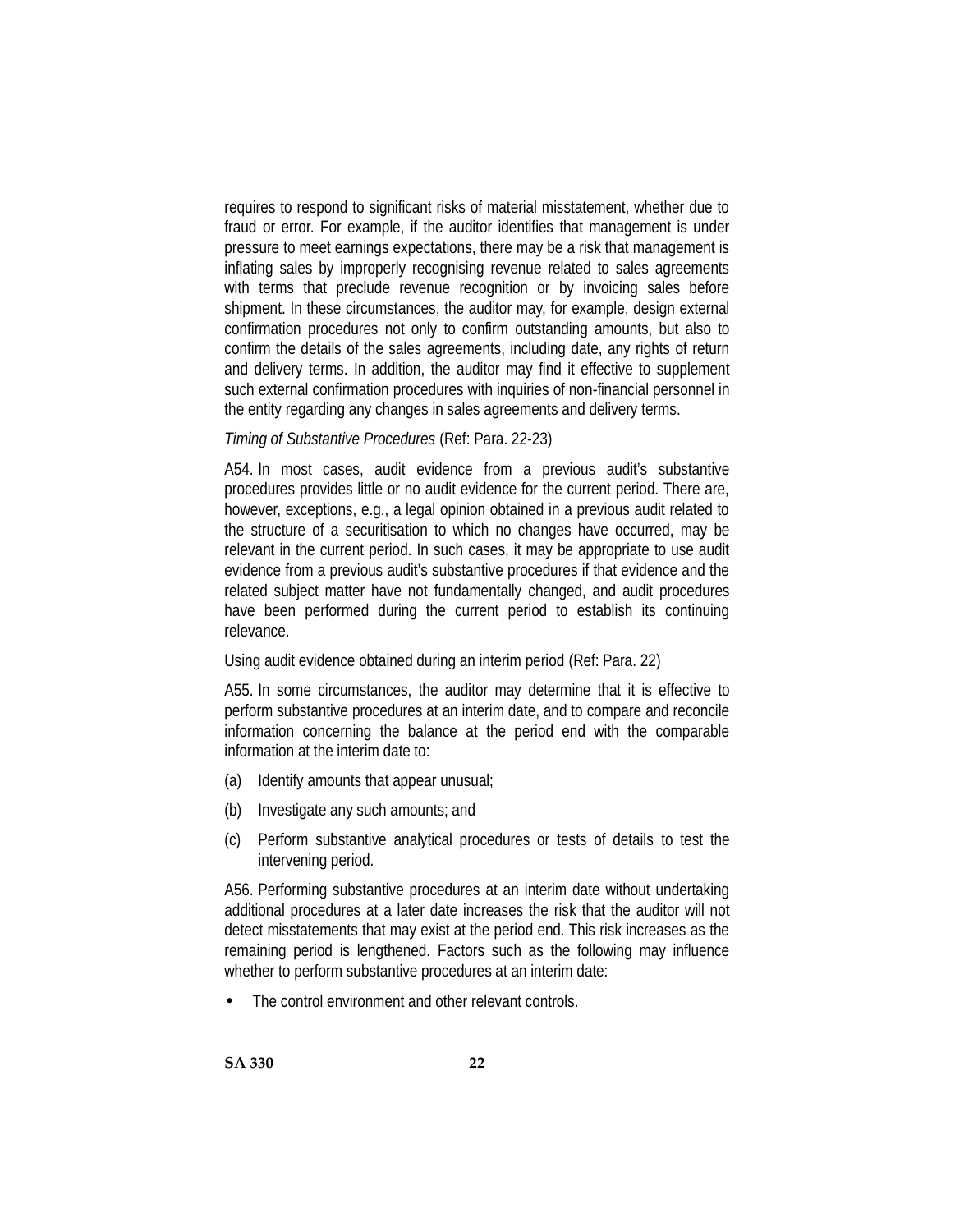requires to respond to significant risks of material misstatement, whether due to fraud or error. For example, if the auditor identifies that management is under pressure to meet earnings expectations, there may be a risk that management is inflating sales by improperly recognising revenue related to sales agreements with terms that preclude revenue recognition or by invoicing sales before shipment. In these circumstances, the auditor may, for example, design external confirmation procedures not only to confirm outstanding amounts, but also to confirm the details of the sales agreements, including date, any rights of return and delivery terms. In addition, the auditor may find it effective to supplement such external confirmation procedures with inquiries of non-financial personnel in the entity regarding any changes in sales agreements and delivery terms.

*Timing of Substantive Procedures* (Ref: Para. 22-23)

A54. In most cases, audit evidence from a previous audit's substantive procedures provides little or no audit evidence for the current period. There are, however, exceptions, e.g., a legal opinion obtained in a previous audit related to the structure of a securitisation to which no changes have occurred, may be relevant in the current period. In such cases, it may be appropriate to use audit evidence from a previous audit's substantive procedures if that evidence and the related subject matter have not fundamentally changed, and audit procedures have been performed during the current period to establish its continuing relevance.

Using audit evidence obtained during an interim period (Ref: Para. 22)

A55. In some circumstances, the auditor may determine that it is effective to perform substantive procedures at an interim date, and to compare and reconcile information concerning the balance at the period end with the comparable information at the interim date to:

(a) Identify amounts that appear unusual;

(b) Investigate any such amounts; and

(c) Perform substantive analytical procedures or tests of details to test the intervening period.

A56. Performing substantive procedures at an interim date without undertaking additional procedures at a later date increases the risk that the auditor will not detect misstatements that may exist at the period end. This risk increases as the remaining period is lengthened. Factors such as the following may influence whether to perform substantive procedures at an interim date:

- The control environment and other relevant controls.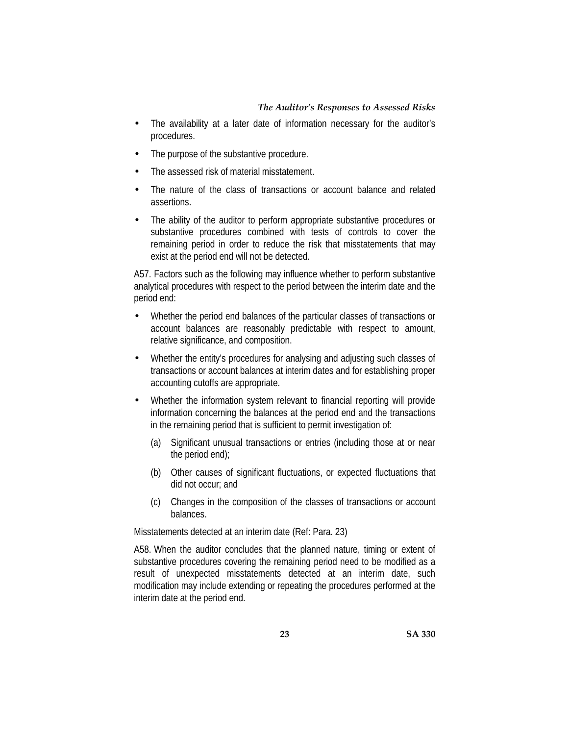- The availability at a later date of information necessary for the auditor's procedures.
- The purpose of the substantive procedure.
- The assessed risk of material misstatement.
- The nature of the class of transactions or account balance and related assertions.
- The ability of the auditor to perform appropriate substantive procedures or substantive procedures combined with tests of controls to cover the remaining period in order to reduce the risk that misstatements that may exist at the period end will not be detected.

A57. Factors such as the following may influence whether to perform substantive analytical procedures with respect to the period between the interim date and the period end:

- Whether the period end balances of the particular classes of transactions or account balances are reasonably predictable with respect to amount, relative significance, and composition.
- Whether the entity's procedures for analysing and adjusting such classes of transactions or account balances at interim dates and for establishing proper accounting cutoffs are appropriate.
- Whether the information system relevant to financial reporting will provide information concerning the balances at the period end and the transactions in the remaining period that is sufficient to permit investigation of:
  - (a) Significant unusual transactions or entries (including those at or near the period end);
  - (b) Other causes of significant fluctuations, or expected fluctuations that did not occur; and
  - (c) Changes in the composition of the classes of transactions or account balances.

Misstatements detected at an interim date (Ref: Para. 23)

A58. When the auditor concludes that the planned nature, timing or extent of substantive procedures covering the remaining period need to be modified as a result of unexpected misstatements detected at an interim date, such modification may include extending or repeating the procedures performed at the interim date at the period end.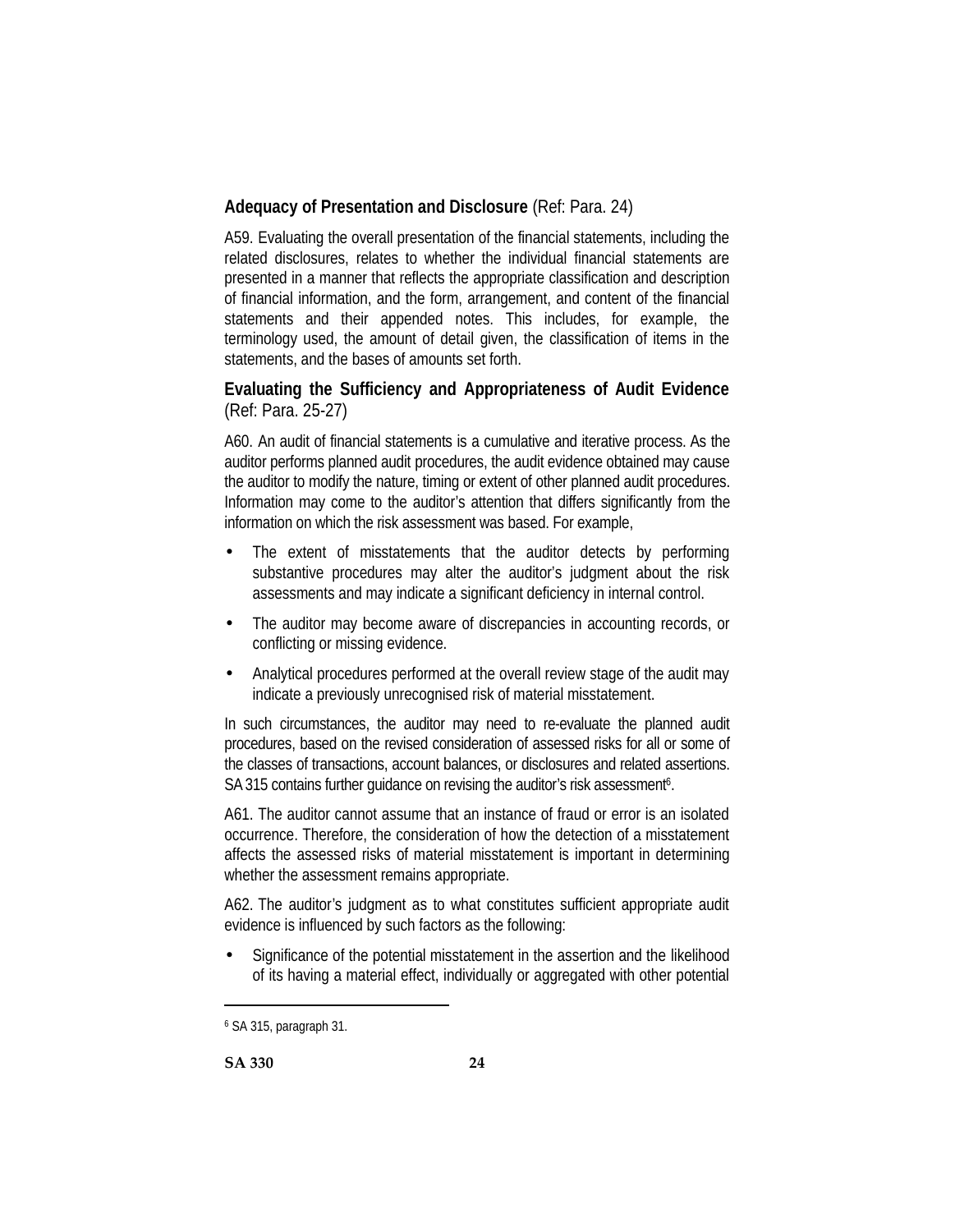**Adequacy of Presentation and Disclosure** (Ref: Para. 24)

A59. Evaluating the overall presentation of the financial statements, including the related disclosures, relates to whether the individual financial statements are presented in a manner that reflects the appropriate classification and description of financial information, and the form, arrangement, and content of the financial statements and their appended notes. This includes, for example, the terminology used, the amount of detail given, the classification of items in the statements, and the bases of amounts set forth.

**Evaluating the Sufficiency and Appropriateness of Audit Evidence** (Ref: Para. 25-27)

A60. An audit of financial statements is a cumulative and iterative process. As the auditor performs planned audit procedures, the audit evidence obtained may cause the auditor to modify the nature, timing or extent of other planned audit procedures. Information may come to the auditor's attention that differs significantly from the information on which the risk assessment was based. For example,

- The extent of misstatements that the auditor detects by performing substantive procedures may alter the auditor's judgment about the risk assessments and may indicate a significant deficiency in internal control.
- The auditor may become aware of discrepancies in accounting records, or conflicting or missing evidence.
- Analytical procedures performed at the overall review stage of the audit may indicate a previously unrecognised risk of material misstatement.

In such circumstances, the auditor may need to re-evaluate the planned audit procedures, based on the revised consideration of assessed risks for all or some of the classes of transactions, account balances, or disclosures and related assertions. SA 315 contains further guidance on revising the auditor's risk assessment[6].

A61. The auditor cannot assume that an instance of fraud or error is an isolated occurrence. Therefore, the consideration of how the detection of a misstatement affects the assessed risks of material misstatement is important in determining whether the assessment remains appropriate.

A62. The auditor's judgment as to what constitutes sufficient appropriate audit evidence is influenced by such factors as the following:

- Significance of the potential misstatement in the assertion and the likelihood of its having a material effect, individually or aggregated with other potential

[6] SA 315, paragraph 31.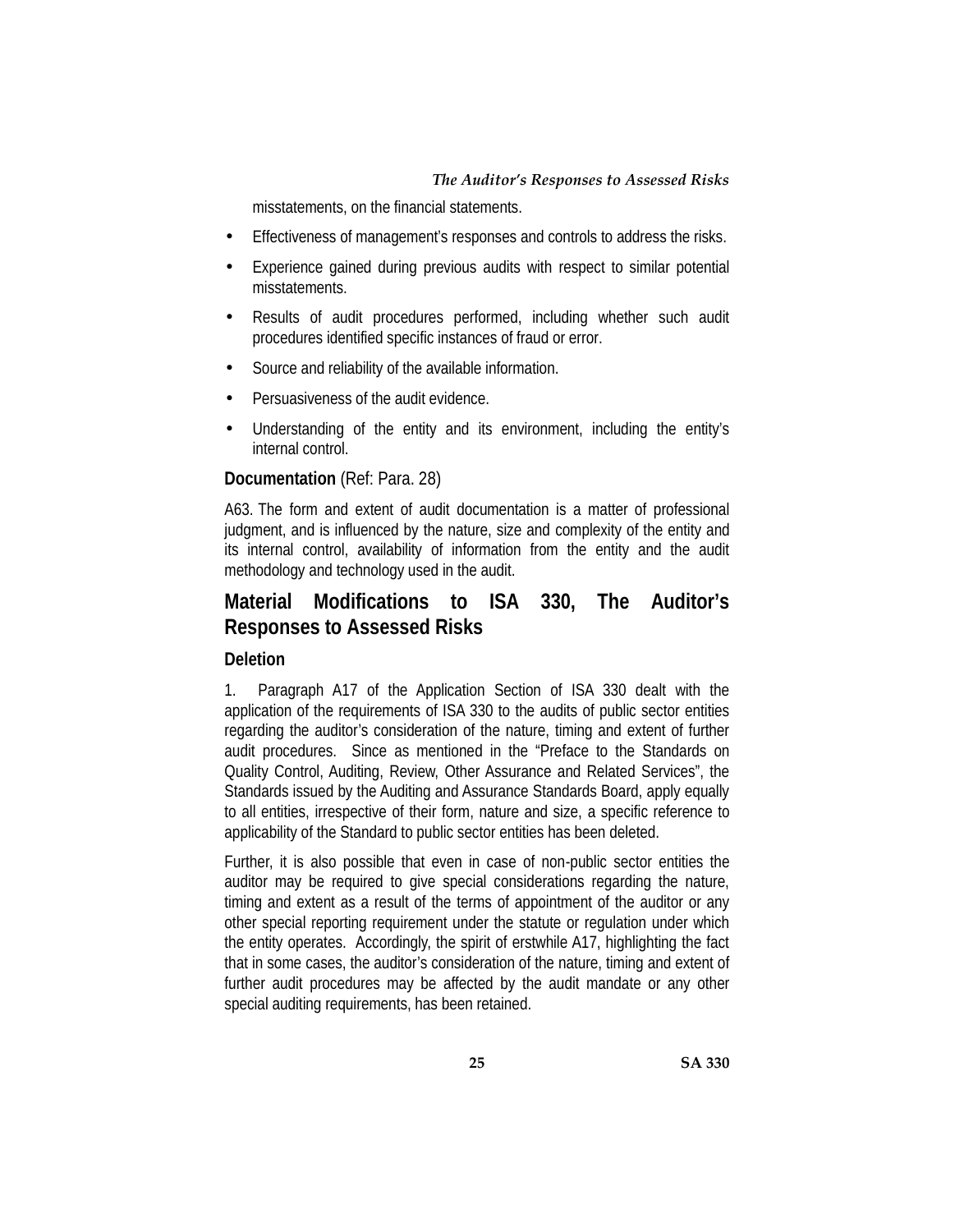misstatements, on the financial statements.

- Effectiveness of management's responses and controls to address the risks.
- Experience gained during previous audits with respect to similar potential misstatements.
- Results of audit procedures performed, including whether such audit procedures identified specific instances of fraud or error.
- Source and reliability of the available information.
- Persuasiveness of the audit evidence.
- Understanding of the entity and its environment, including the entity's internal control.

**Documentation** (Ref: Para. 28)

A63. The form and extent of audit documentation is a matter of professional judgment, and is influenced by the nature, size and complexity of the entity and its internal control, availability of information from the entity and the audit methodology and technology used in the audit.

## Material Modifications to ISA 330, The Auditor's Responses to Assessed Risks

### Deletion

1. Paragraph A17 of the Application Section of ISA 330 dealt with the application of the requirements of ISA 330 to the audits of public sector entities regarding the auditor's consideration of the nature, timing and extent of further audit procedures. Since as mentioned in the "Preface to the Standards on Quality Control, Auditing, Review, Other Assurance and Related Services", the Standards issued by the Auditing and Assurance Standards Board, apply equally to all entities, irrespective of their form, nature and size, a specific reference to applicability of the Standard to public sector entities has been deleted.

Further, it is also possible that even in case of non-public sector entities the auditor may be required to give special considerations regarding the nature, timing and extent as a result of the terms of appointment of the auditor or any other special reporting requirement under the statute or regulation under which the entity operates. Accordingly, the spirit of erstwhile A17, highlighting the fact that in some cases, the auditor's consideration of the nature, timing and extent of further audit procedures may be affected by the audit mandate or any other special auditing requirements, has been retained.